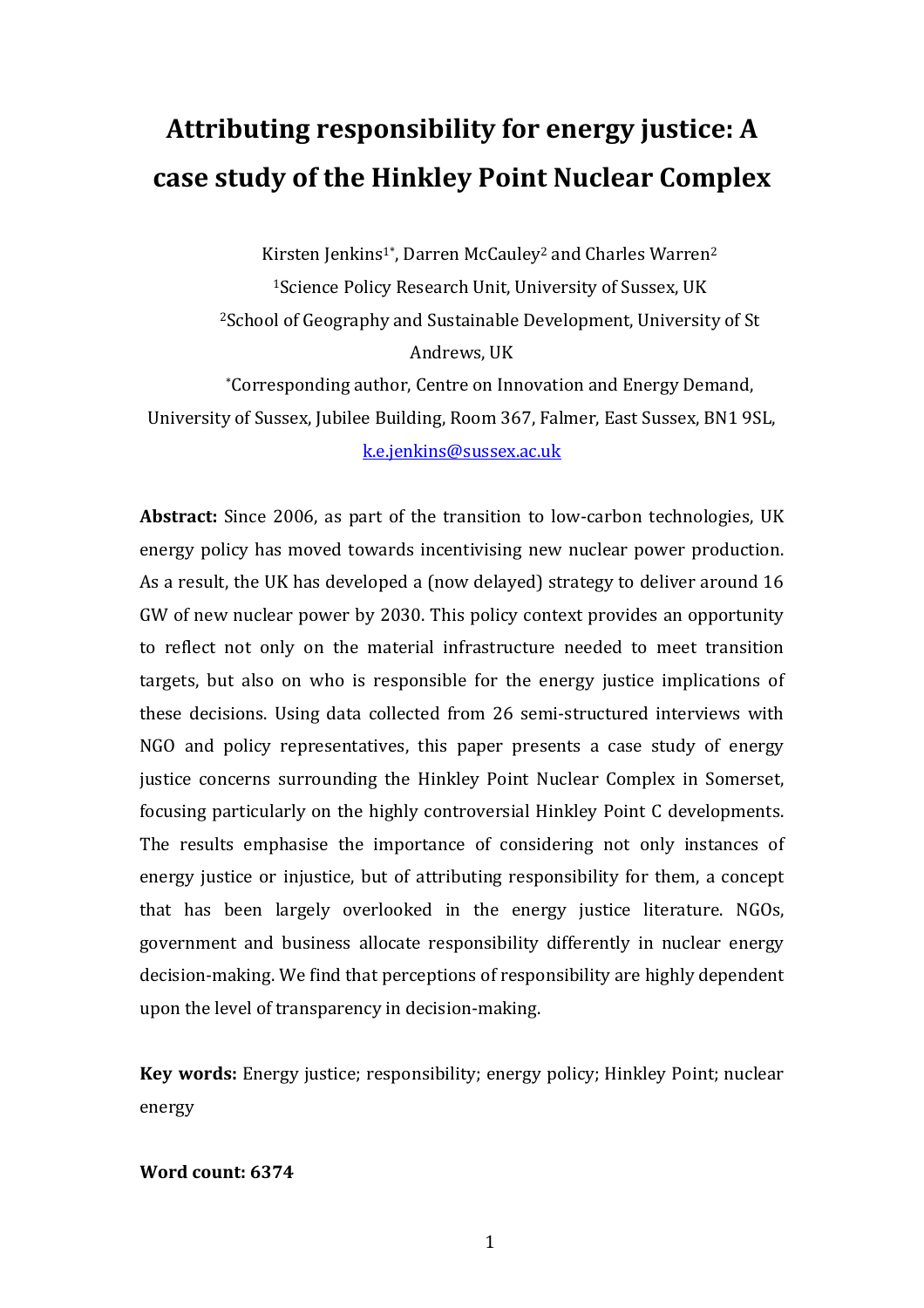# Attributing responsibility for energy justice: A case study of the Hinkley Point Nuclear Complex

Kirsten Jenkins[1*], Darren McCauley[2] and Charles Warren[2]

[1]Science Policy Research Unit, University of Sussex, UK

[2]School of Geography and Sustainable Development, University of St Andrews, UK

[*]Corresponding author, Centre on Innovation and Energy Demand, University of Sussex, Jubilee Building, Room 367, Falmer, East Sussex, BN1 9SL, k.e.jenkins@sussex.ac.uk

**Abstract:** Since 2006, as part of the transition to low-carbon technologies, UK energy policy has moved towards incentivising new nuclear power production. As a result, the UK has developed a (now delayed) strategy to deliver around 16 GW of new nuclear power by 2030. This policy context provides an opportunity to reflect not only on the material infrastructure needed to meet transition targets, but also on who is responsible for the energy justice implications of these decisions. Using data collected from 26 semi-structured interviews with NGO and policy representatives, this paper presents a case study of energy justice concerns surrounding the Hinkley Point Nuclear Complex in Somerset, focusing particularly on the highly controversial Hinkley Point C developments. The results emphasise the importance of considering not only instances of energy justice or injustice, but of attributing responsibility for them, a concept that has been largely overlooked in the energy justice literature. NGOs, government and business allocate responsibility differently in nuclear energy decision-making. We find that perceptions of responsibility are highly dependent upon the level of transparency in decision-making.

**Key words:** Energy justice; responsibility; energy policy; Hinkley Point; nuclear energy

**Word count: 6374**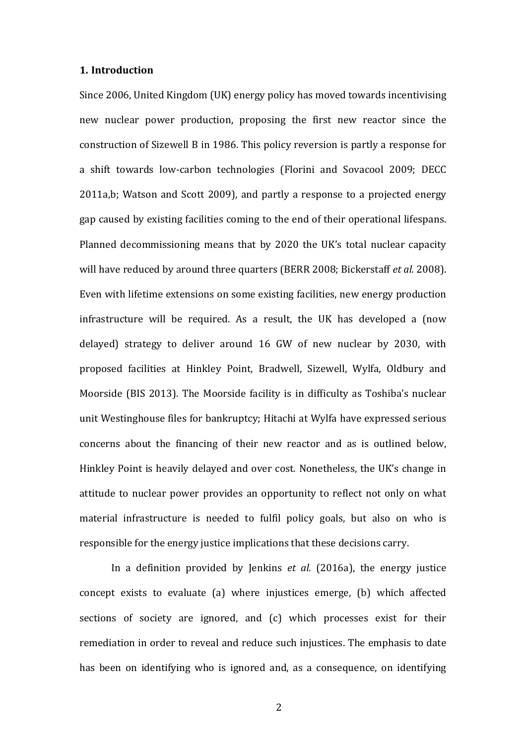## 1. Introduction

Since 2006, United Kingdom (UK) energy policy has moved towards incentivising new nuclear power production, proposing the first new reactor since the construction of Sizewell B in 1986. This policy reversion is partly a response for a shift towards low-carbon technologies (Florini and Sovacool 2009; DECC 2011a,b; Watson and Scott 2009), and partly a response to a projected energy gap caused by existing facilities coming to the end of their operational lifespans. Planned decommissioning means that by 2020 the UK's total nuclear capacity will have reduced by around three quarters (BERR 2008; Bickerstaff *et al.* 2008). Even with lifetime extensions on some existing facilities, new energy production infrastructure will be required. As a result, the UK has developed a (now delayed) strategy to deliver around 16 GW of new nuclear by 2030, with proposed facilities at Hinkley Point, Bradwell, Sizewell, Wylfa, Oldbury and Moorside (BIS 2013). The Moorside facility is in difficulty as Toshiba's nuclear unit Westinghouse files for bankruptcy; Hitachi at Wylfa have expressed serious concerns about the financing of their new reactor and as is outlined below, Hinkley Point is heavily delayed and over cost. Nonetheless, the UK's change in attitude to nuclear power provides an opportunity to reflect not only on what material infrastructure is needed to fulfil policy goals, but also on who is responsible for the energy justice implications that these decisions carry.

In a definition provided by Jenkins *et al.* (2016a), the energy justice concept exists to evaluate (a) where injustices emerge, (b) which affected sections of society are ignored, and (c) which processes exist for their remediation in order to reveal and reduce such injustices. The emphasis to date has been on identifying who is ignored and, as a consequence, on identifying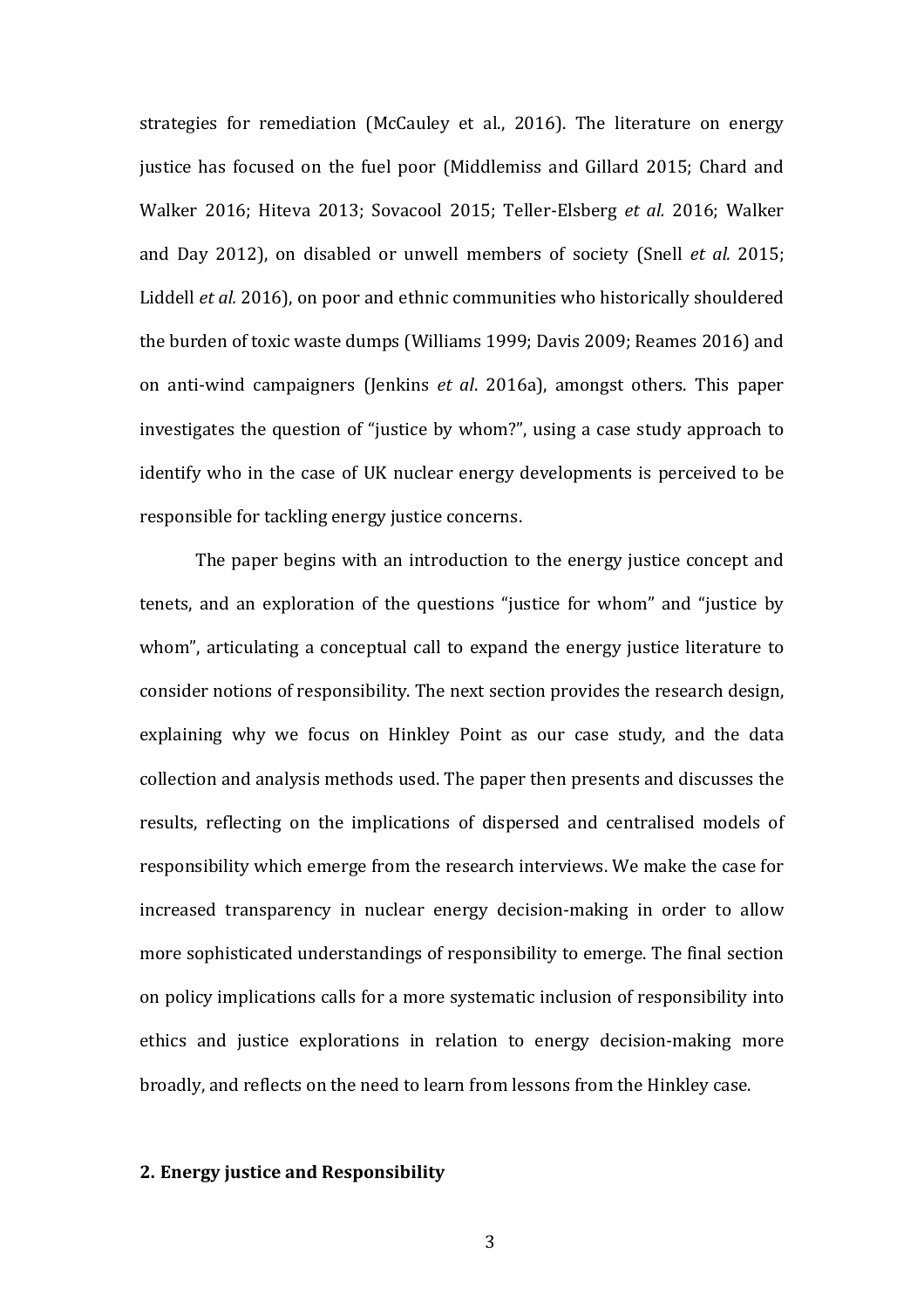strategies for remediation (McCauley et al., 2016). The literature on energy justice has focused on the fuel poor (Middlemiss and Gillard 2015; Chard and Walker 2016; Hiteva 2013; Sovacool 2015; Teller-Elsberg *et al.* 2016; Walker and Day 2012), on disabled or unwell members of society (Snell *et al.* 2015; Liddell *et al.* 2016), on poor and ethnic communities who historically shouldered the burden of toxic waste dumps (Williams 1999; Davis 2009; Reames 2016) and on anti-wind campaigners (Jenkins *et al*. 2016a), amongst others. This paper investigates the question of "justice by whom?", using a case study approach to identify who in the case of UK nuclear energy developments is perceived to be responsible for tackling energy justice concerns.

The paper begins with an introduction to the energy justice concept and tenets, and an exploration of the questions "justice for whom" and "justice by whom", articulating a conceptual call to expand the energy justice literature to consider notions of responsibility. The next section provides the research design, explaining why we focus on Hinkley Point as our case study, and the data collection and analysis methods used. The paper then presents and discusses the results, reflecting on the implications of dispersed and centralised models of responsibility which emerge from the research interviews. We make the case for increased transparency in nuclear energy decision-making in order to allow more sophisticated understandings of responsibility to emerge. The final section on policy implications calls for a more systematic inclusion of responsibility into ethics and justice explorations in relation to energy decision-making more broadly, and reflects on the need to learn from lessons from the Hinkley case.

## 2. Energy justice and Responsibility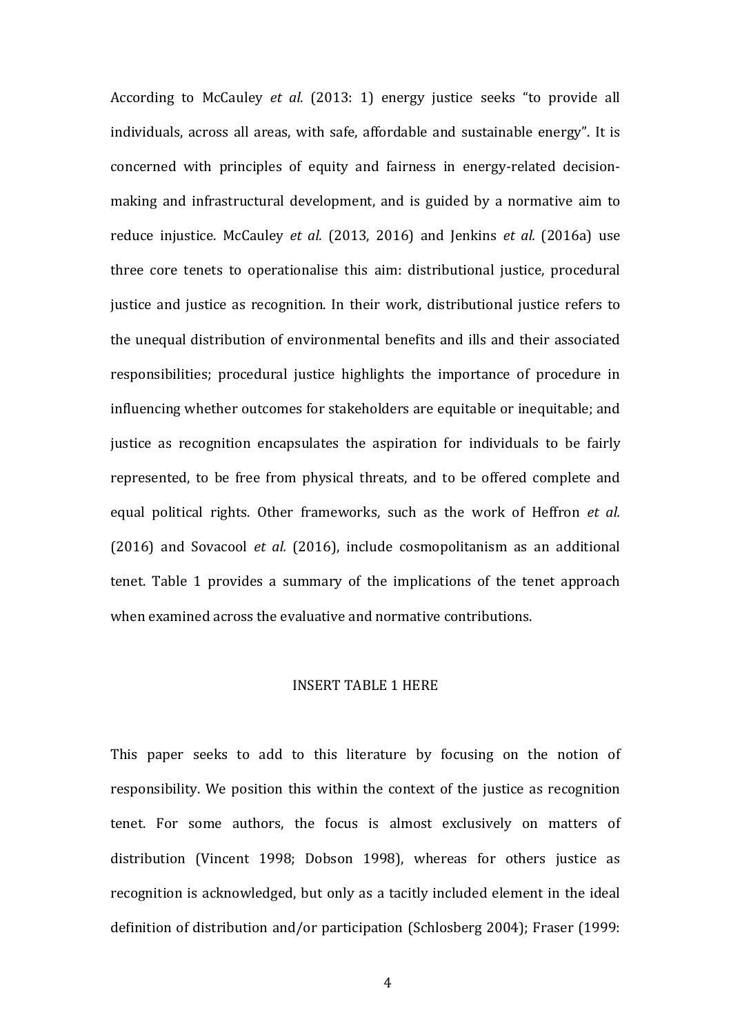According to McCauley *et al.* (2013: 1) energy justice seeks "to provide all individuals, across all areas, with safe, affordable and sustainable energy". It is concerned with principles of equity and fairness in energy-related decision-making and infrastructural development, and is guided by a normative aim to reduce injustice. McCauley *et al.* (2013, 2016) and Jenkins *et al.* (2016a) use three core tenets to operationalise this aim: distributional justice, procedural justice and justice as recognition. In their work, distributional justice refers to the unequal distribution of environmental benefits and ills and their associated responsibilities; procedural justice highlights the importance of procedure in influencing whether outcomes for stakeholders are equitable or inequitable; and justice as recognition encapsulates the aspiration for individuals to be fairly represented, to be free from physical threats, and to be offered complete and equal political rights. Other frameworks, such as the work of Heffron *et al.* (2016) and Sovacool *et al.* (2016), include cosmopolitanism as an additional tenet. Table 1 provides a summary of the implications of the tenet approach when examined across the evaluative and normative contributions.

INSERT TABLE 1 HERE

This paper seeks to add to this literature by focusing on the notion of responsibility. We position this within the context of the justice as recognition tenet. For some authors, the focus is almost exclusively on matters of distribution (Vincent 1998; Dobson 1998), whereas for others justice as recognition is acknowledged, but only as a tacitly included element in the ideal definition of distribution and/or participation (Schlosberg 2004); Fraser (1999: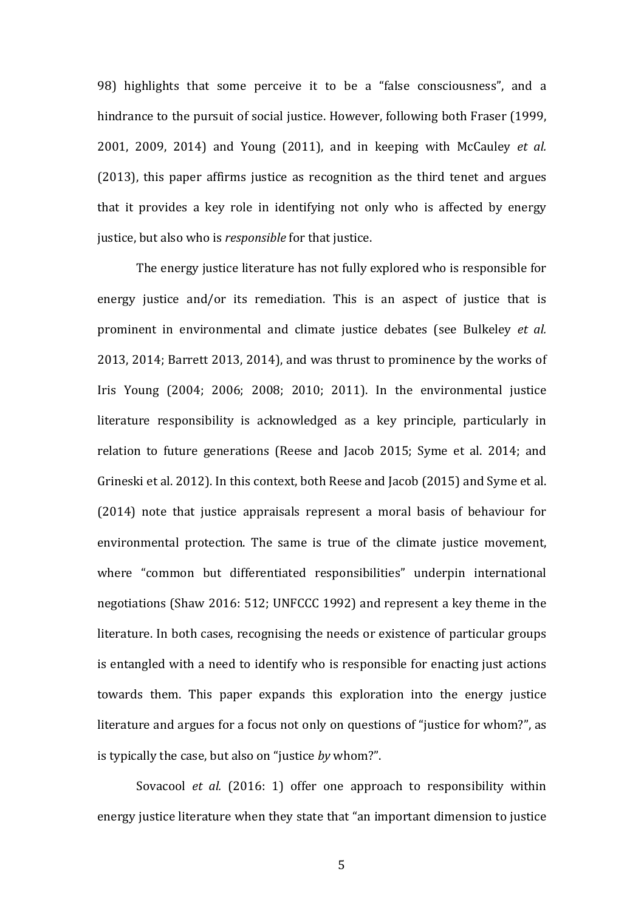98) highlights that some perceive it to be a "false consciousness", and a hindrance to the pursuit of social justice. However, following both Fraser (1999, 2001, 2009, 2014) and Young (2011), and in keeping with McCauley *et al.* (2013), this paper affirms justice as recognition as the third tenet and argues that it provides a key role in identifying not only who is affected by energy justice, but also who is *responsible* for that justice.

The energy justice literature has not fully explored who is responsible for energy justice and/or its remediation. This is an aspect of justice that is prominent in environmental and climate justice debates (see Bulkeley *et al.* 2013, 2014; Barrett 2013, 2014), and was thrust to prominence by the works of Iris Young (2004; 2006; 2008; 2010; 2011). In the environmental justice literature responsibility is acknowledged as a key principle, particularly in relation to future generations (Reese and Jacob 2015; Syme et al. 2014; and Grineski et al. 2012). In this context, both Reese and Jacob (2015) and Syme et al. (2014) note that justice appraisals represent a moral basis of behaviour for environmental protection. The same is true of the climate justice movement, where "common but differentiated responsibilities" underpin international negotiations (Shaw 2016: 512; UNFCCC 1992) and represent a key theme in the literature. In both cases, recognising the needs or existence of particular groups is entangled with a need to identify who is responsible for enacting just actions towards them. This paper expands this exploration into the energy justice literature and argues for a focus not only on questions of "justice for whom?", as is typically the case, but also on "justice *by* whom?".

Sovacool *et al.* (2016: 1) offer one approach to responsibility within energy justice literature when they state that "an important dimension to justice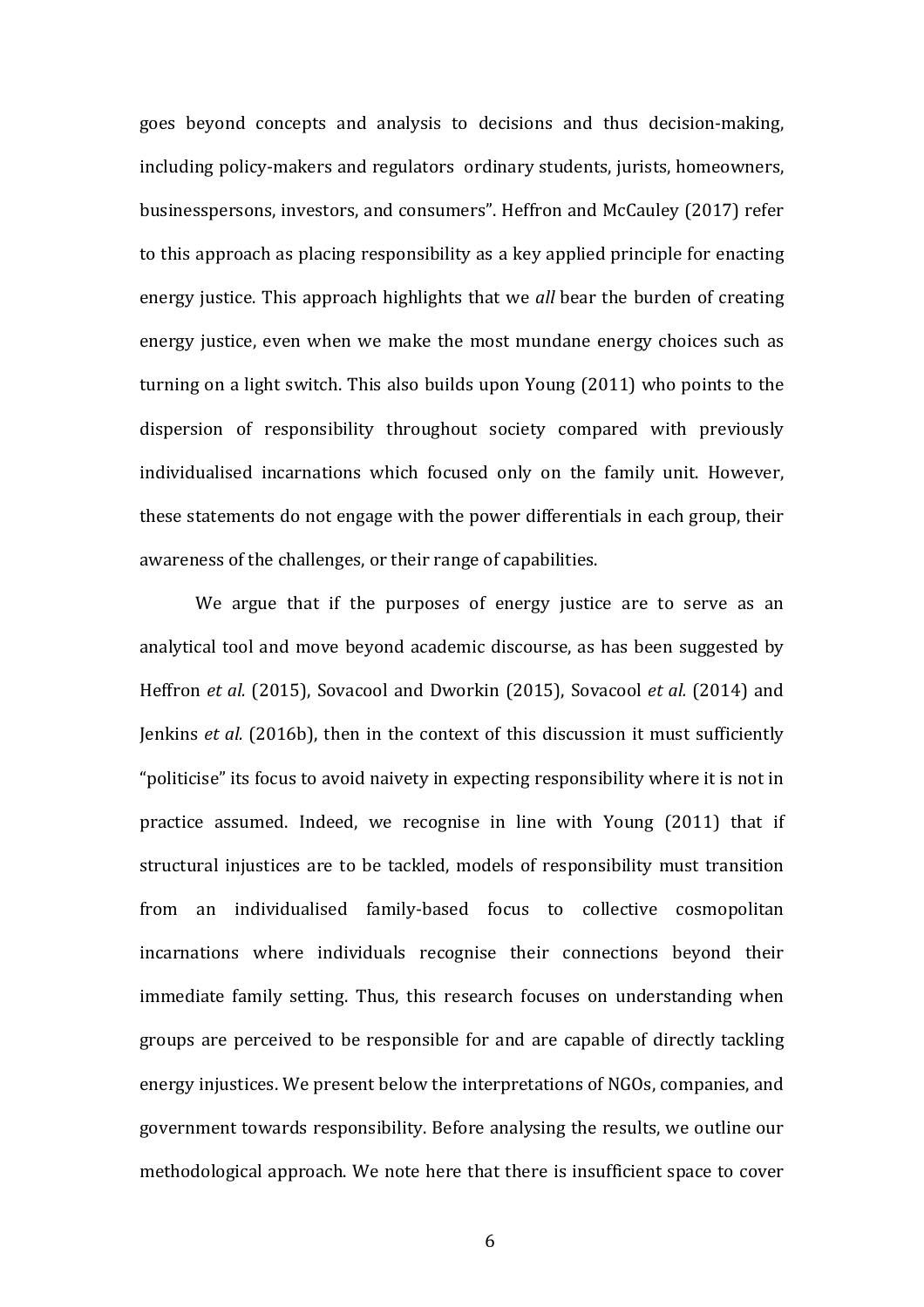goes beyond concepts and analysis to decisions and thus decision-making, including policy-makers and regulators ordinary students, jurists, homeowners, businesspersons, investors, and consumers". Heffron and McCauley (2017) refer to this approach as placing responsibility as a key applied principle for enacting energy justice. This approach highlights that we *all* bear the burden of creating energy justice, even when we make the most mundane energy choices such as turning on a light switch. This also builds upon Young (2011) who points to the dispersion of responsibility throughout society compared with previously individualised incarnations which focused only on the family unit. However, these statements do not engage with the power differentials in each group, their awareness of the challenges, or their range of capabilities.

We argue that if the purposes of energy justice are to serve as an analytical tool and move beyond academic discourse, as has been suggested by Heffron *et al.* (2015), Sovacool and Dworkin (2015), Sovacool *et al.* (2014) and Jenkins *et al.* (2016b), then in the context of this discussion it must sufficiently "politicise" its focus to avoid naivety in expecting responsibility where it is not in practice assumed. Indeed, we recognise in line with Young (2011) that if structural injustices are to be tackled, models of responsibility must transition from an individualised family-based focus to collective cosmopolitan incarnations where individuals recognise their connections beyond their immediate family setting. Thus, this research focuses on understanding when groups are perceived to be responsible for and are capable of directly tackling energy injustices. We present below the interpretations of NGOs, companies, and government towards responsibility. Before analysing the results, we outline our methodological approach. We note here that there is insufficient space to cover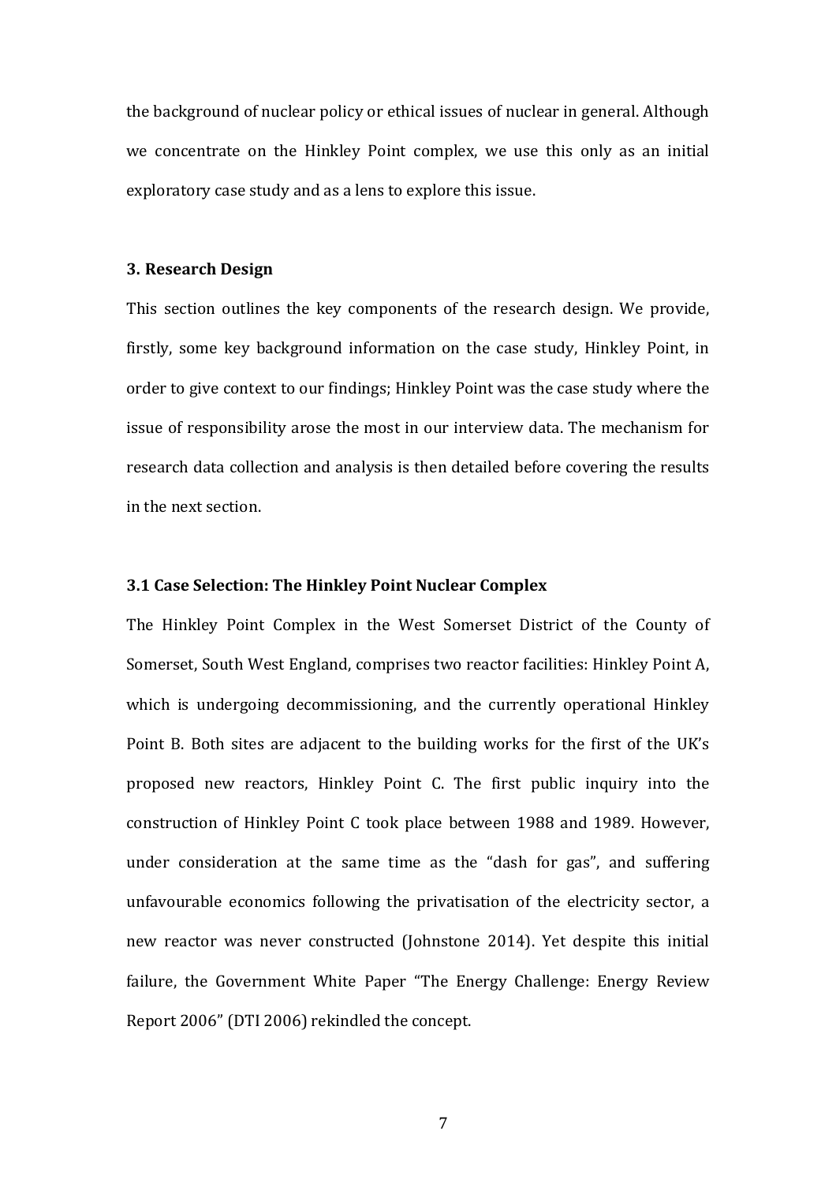the background of nuclear policy or ethical issues of nuclear in general. Although we concentrate on the Hinkley Point complex, we use this only as an initial exploratory case study and as a lens to explore this issue.

## 3. Research Design

This section outlines the key components of the research design. We provide, firstly, some key background information on the case study, Hinkley Point, in order to give context to our findings; Hinkley Point was the case study where the issue of responsibility arose the most in our interview data. The mechanism for research data collection and analysis is then detailed before covering the results in the next section.

### 3.1 Case Selection: The Hinkley Point Nuclear Complex

The Hinkley Point Complex in the West Somerset District of the County of Somerset, South West England, comprises two reactor facilities: Hinkley Point A, which is undergoing decommissioning, and the currently operational Hinkley Point B. Both sites are adjacent to the building works for the first of the UK's proposed new reactors, Hinkley Point C. The first public inquiry into the construction of Hinkley Point C took place between 1988 and 1989. However, under consideration at the same time as the "dash for gas", and suffering unfavourable economics following the privatisation of the electricity sector, a new reactor was never constructed (Johnstone 2014). Yet despite this initial failure, the Government White Paper "The Energy Challenge: Energy Review Report 2006" (DTI 2006) rekindled the concept.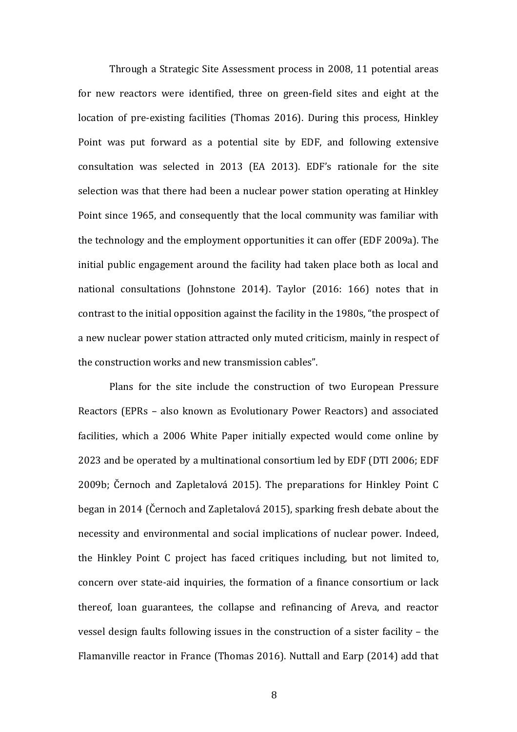Through a Strategic Site Assessment process in 2008, 11 potential areas for new reactors were identified, three on green-field sites and eight at the location of pre-existing facilities (Thomas 2016). During this process, Hinkley Point was put forward as a potential site by EDF, and following extensive consultation was selected in 2013 (EA 2013). EDF's rationale for the site selection was that there had been a nuclear power station operating at Hinkley Point since 1965, and consequently that the local community was familiar with the technology and the employment opportunities it can offer (EDF 2009a). The initial public engagement around the facility had taken place both as local and national consultations (Johnstone 2014). Taylor (2016: 166) notes that in contrast to the initial opposition against the facility in the 1980s, "the prospect of a new nuclear power station attracted only muted criticism, mainly in respect of the construction works and new transmission cables".

Plans for the site include the construction of two European Pressure Reactors (EPRs – also known as Evolutionary Power Reactors) and associated facilities, which a 2006 White Paper initially expected would come online by 2023 and be operated by a multinational consortium led by EDF (DTI 2006; EDF 2009b; Černoch and Zapletalová 2015). The preparations for Hinkley Point C began in 2014 (Černoch and Zapletalová 2015), sparking fresh debate about the necessity and environmental and social implications of nuclear power. Indeed, the Hinkley Point C project has faced critiques including, but not limited to, concern over state-aid inquiries, the formation of a finance consortium or lack thereof, loan guarantees, the collapse and refinancing of Areva, and reactor vessel design faults following issues in the construction of a sister facility – the Flamanville reactor in France (Thomas 2016). Nuttall and Earp (2014) add that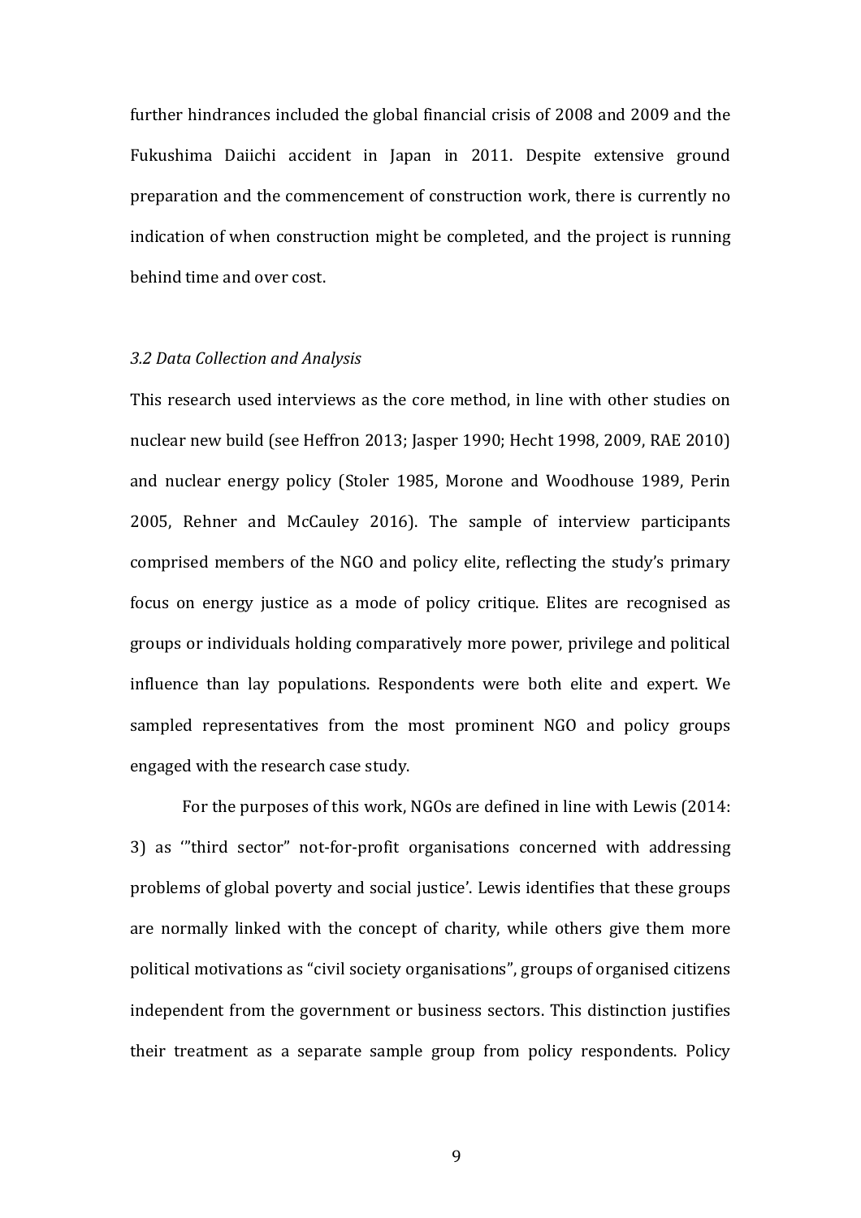further hindrances included the global financial crisis of 2008 and 2009 and the Fukushima Daiichi accident in Japan in 2011. Despite extensive ground preparation and the commencement of construction work, there is currently no indication of when construction might be completed, and the project is running behind time and over cost.

### *3.2 Data Collection and Analysis*

This research used interviews as the core method, in line with other studies on nuclear new build (see Heffron 2013; Jasper 1990; Hecht 1998, 2009, RAE 2010) and nuclear energy policy (Stoler 1985, Morone and Woodhouse 1989, Perin 2005, Rehner and McCauley 2016). The sample of interview participants comprised members of the NGO and policy elite, reflecting the study's primary focus on energy justice as a mode of policy critique. Elites are recognised as groups or individuals holding comparatively more power, privilege and political influence than lay populations. Respondents were both elite and expert. We sampled representatives from the most prominent NGO and policy groups engaged with the research case study.

For the purposes of this work, NGOs are defined in line with Lewis (2014: 3) as '"third sector" not-for-profit organisations concerned with addressing problems of global poverty and social justice'. Lewis identifies that these groups are normally linked with the concept of charity, while others give them more political motivations as "civil society organisations", groups of organised citizens independent from the government or business sectors. This distinction justifies their treatment as a separate sample group from policy respondents. Policy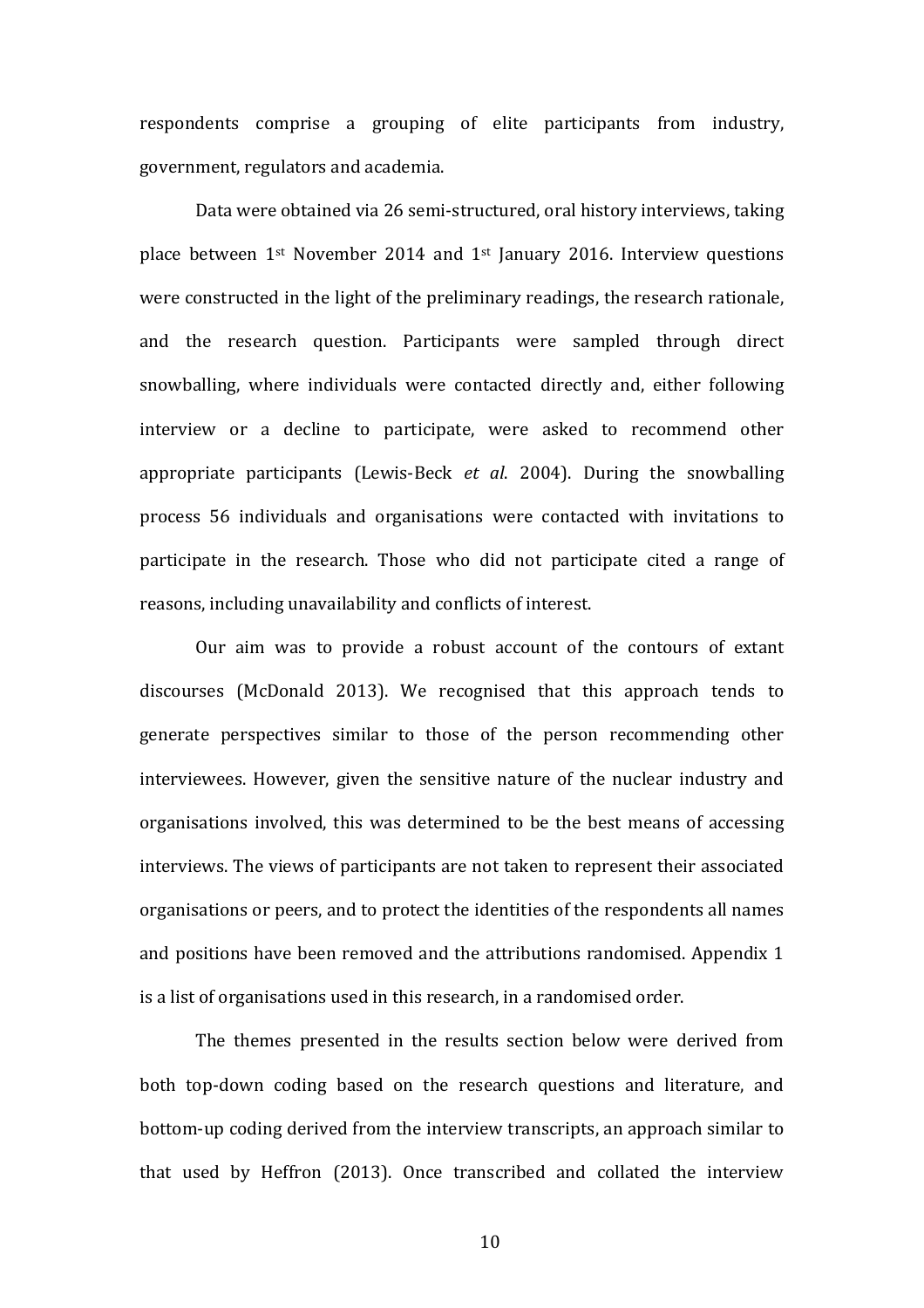respondents comprise a grouping of elite participants from industry, government, regulators and academia.

Data were obtained via 26 semi-structured, oral history interviews, taking place between 1st November 2014 and 1st January 2016. Interview questions were constructed in the light of the preliminary readings, the research rationale, and the research question. Participants were sampled through direct snowballing, where individuals were contacted directly and, either following interview or a decline to participate, were asked to recommend other appropriate participants (Lewis-Beck *et al*. 2004). During the snowballing process 56 individuals and organisations were contacted with invitations to participate in the research. Those who did not participate cited a range of reasons, including unavailability and conflicts of interest.

Our aim was to provide a robust account of the contours of extant discourses (McDonald 2013). We recognised that this approach tends to generate perspectives similar to those of the person recommending other interviewees. However, given the sensitive nature of the nuclear industry and organisations involved, this was determined to be the best means of accessing interviews. The views of participants are not taken to represent their associated organisations or peers, and to protect the identities of the respondents all names and positions have been removed and the attributions randomised. Appendix 1 is a list of organisations used in this research, in a randomised order.

The themes presented in the results section below were derived from both top-down coding based on the research questions and literature, and bottom-up coding derived from the interview transcripts, an approach similar to that used by Heffron (2013). Once transcribed and collated the interview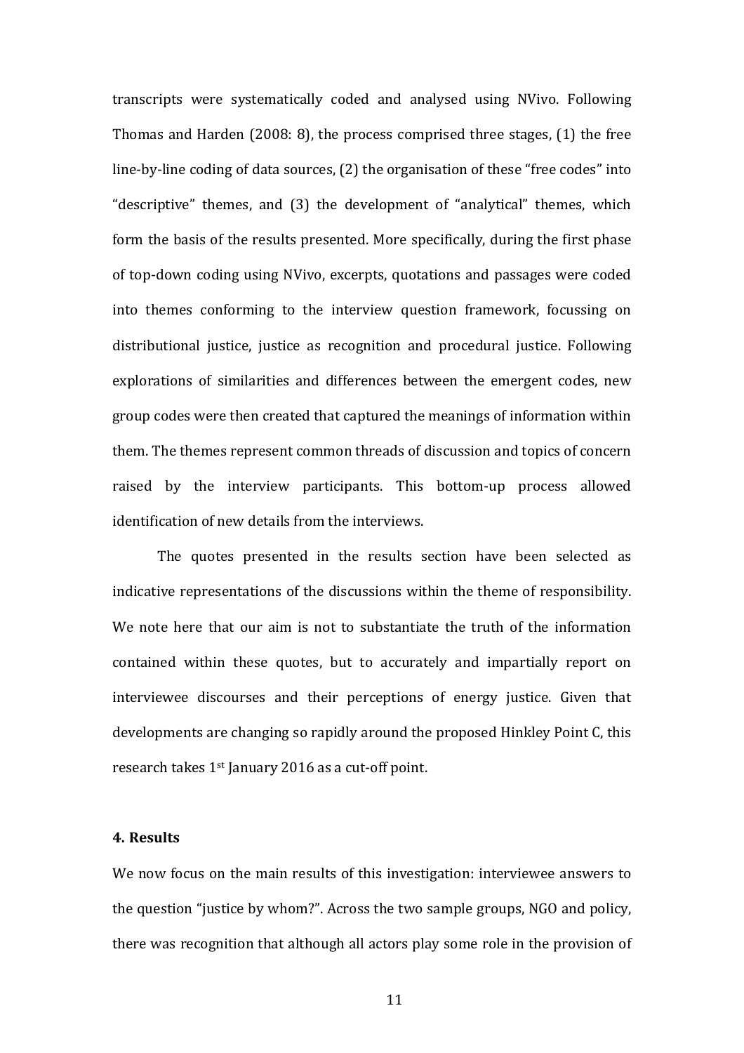transcripts were systematically coded and analysed using NVivo. Following Thomas and Harden (2008: 8), the process comprised three stages, (1) the free line-by-line coding of data sources, (2) the organisation of these "free codes" into "descriptive" themes, and (3) the development of "analytical" themes, which form the basis of the results presented. More specifically, during the first phase of top-down coding using NVivo, excerpts, quotations and passages were coded into themes conforming to the interview question framework, focussing on distributional justice, justice as recognition and procedural justice. Following explorations of similarities and differences between the emergent codes, new group codes were then created that captured the meanings of information within them. The themes represent common threads of discussion and topics of concern raised by the interview participants. This bottom-up process allowed identification of new details from the interviews.

The quotes presented in the results section have been selected as indicative representations of the discussions within the theme of responsibility. We note here that our aim is not to substantiate the truth of the information contained within these quotes, but to accurately and impartially report on interviewee discourses and their perceptions of energy justice. Given that developments are changing so rapidly around the proposed Hinkley Point C, this research takes 1st January 2016 as a cut-off point.

## 4. Results

We now focus on the main results of this investigation: interviewee answers to the question "justice by whom?". Across the two sample groups, NGO and policy, there was recognition that although all actors play some role in the provision of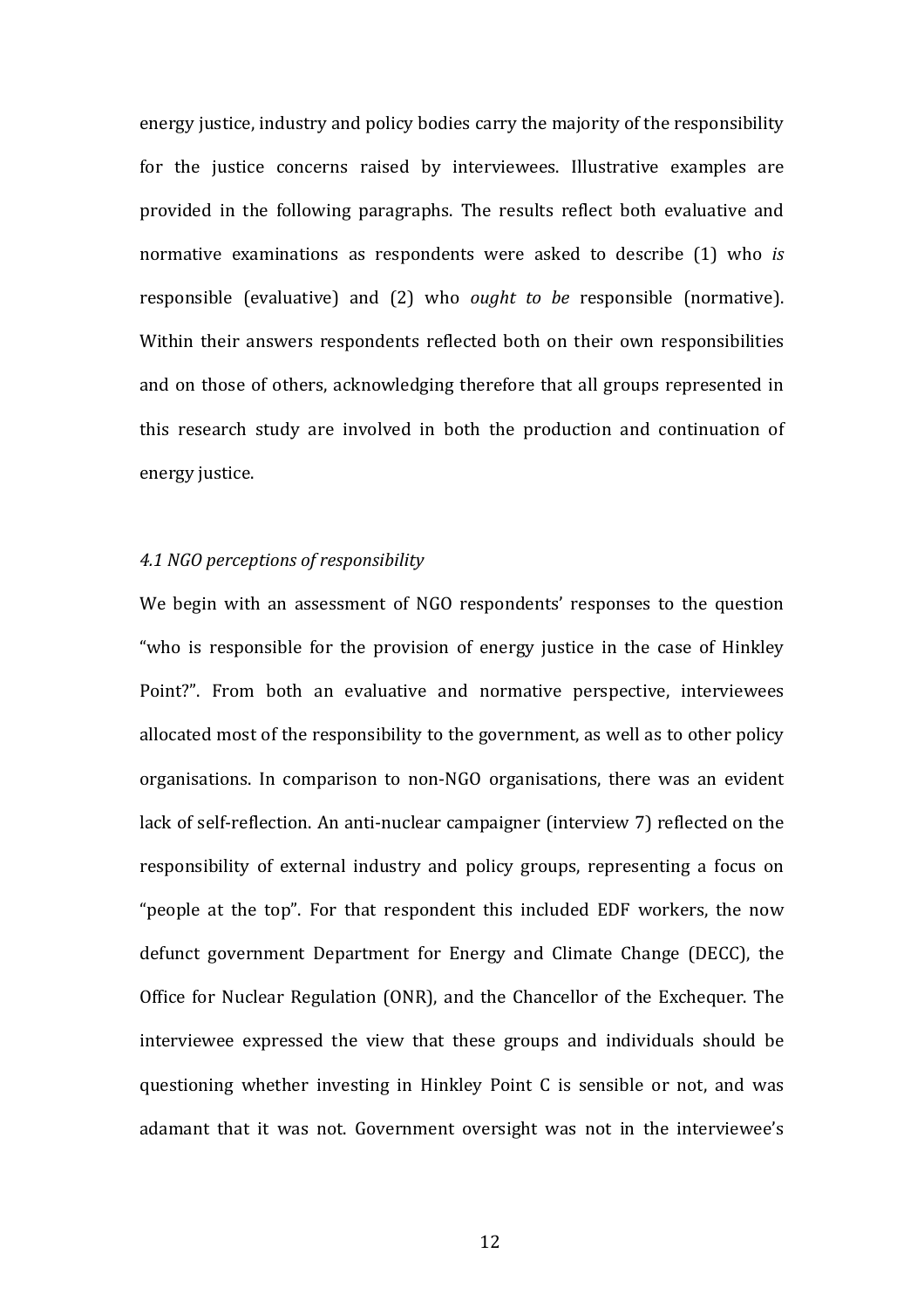energy justice, industry and policy bodies carry the majority of the responsibility for the justice concerns raised by interviewees. Illustrative examples are provided in the following paragraphs. The results reflect both evaluative and normative examinations as respondents were asked to describe (1) who *is* responsible (evaluative) and (2) who *ought to be* responsible (normative). Within their answers respondents reflected both on their own responsibilities and on those of others, acknowledging therefore that all groups represented in this research study are involved in both the production and continuation of energy justice.

### *4.1 NGO perceptions of responsibility*

We begin with an assessment of NGO respondents' responses to the question "who is responsible for the provision of energy justice in the case of Hinkley Point?". From both an evaluative and normative perspective, interviewees allocated most of the responsibility to the government, as well as to other policy organisations. In comparison to non-NGO organisations, there was an evident lack of self-reflection. An anti-nuclear campaigner (interview 7) reflected on the responsibility of external industry and policy groups, representing a focus on "people at the top". For that respondent this included EDF workers, the now defunct government Department for Energy and Climate Change (DECC), the Office for Nuclear Regulation (ONR), and the Chancellor of the Exchequer. The interviewee expressed the view that these groups and individuals should be questioning whether investing in Hinkley Point C is sensible or not, and was adamant that it was not. Government oversight was not in the interviewee's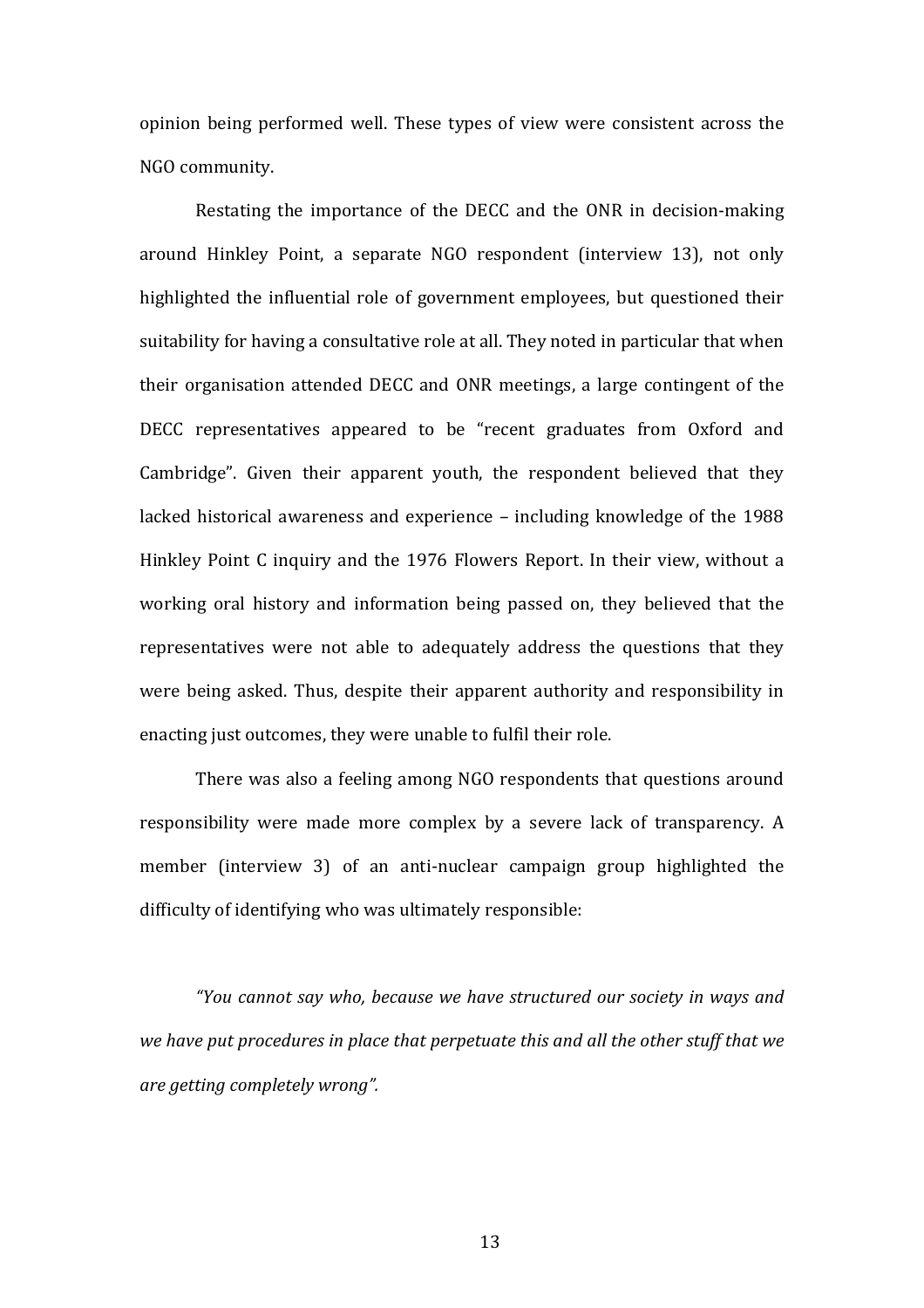opinion being performed well. These types of view were consistent across the NGO community.

Restating the importance of the DECC and the ONR in decision-making around Hinkley Point, a separate NGO respondent (interview 13), not only highlighted the influential role of government employees, but questioned their suitability for having a consultative role at all. They noted in particular that when their organisation attended DECC and ONR meetings, a large contingent of the DECC representatives appeared to be "recent graduates from Oxford and Cambridge". Given their apparent youth, the respondent believed that they lacked historical awareness and experience – including knowledge of the 1988 Hinkley Point C inquiry and the 1976 Flowers Report. In their view, without a working oral history and information being passed on, they believed that the representatives were not able to adequately address the questions that they were being asked. Thus, despite their apparent authority and responsibility in enacting just outcomes, they were unable to fulfil their role.

There was also a feeling among NGO respondents that questions around responsibility were made more complex by a severe lack of transparency. A member (interview 3) of an anti-nuclear campaign group highlighted the difficulty of identifying who was ultimately responsible:

> *"You cannot say who, because we have structured our society in ways and we have put procedures in place that perpetuate this and all the other stuff that we are getting completely wrong".*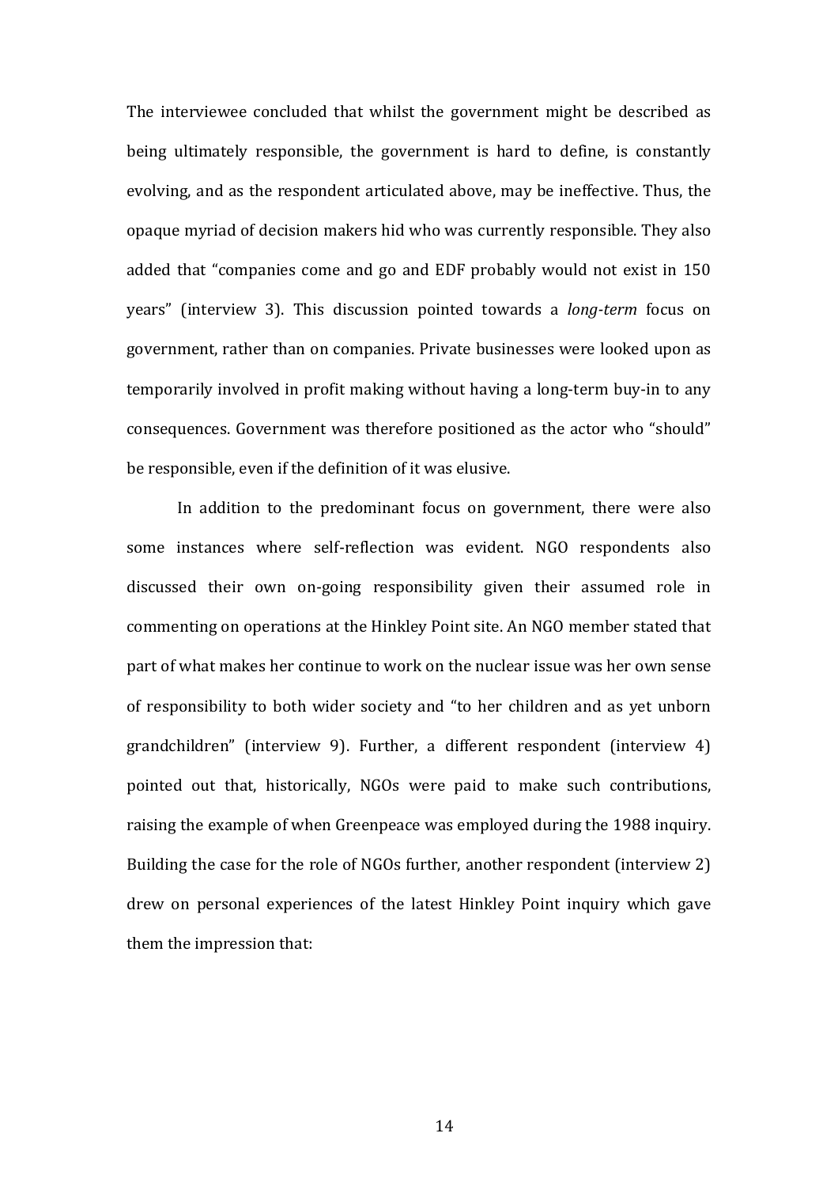The interviewee concluded that whilst the government might be described as being ultimately responsible, the government is hard to define, is constantly evolving, and as the respondent articulated above, may be ineffective. Thus, the opaque myriad of decision makers hid who was currently responsible. They also added that "companies come and go and EDF probably would not exist in 150 years" (interview 3). This discussion pointed towards a *long-term* focus on government, rather than on companies. Private businesses were looked upon as temporarily involved in profit making without having a long-term buy-in to any consequences. Government was therefore positioned as the actor who "should" be responsible, even if the definition of it was elusive.

In addition to the predominant focus on government, there were also some instances where self-reflection was evident. NGO respondents also discussed their own on-going responsibility given their assumed role in commenting on operations at the Hinkley Point site. An NGO member stated that part of what makes her continue to work on the nuclear issue was her own sense of responsibility to both wider society and "to her children and as yet unborn grandchildren" (interview 9). Further, a different respondent (interview 4) pointed out that, historically, NGOs were paid to make such contributions, raising the example of when Greenpeace was employed during the 1988 inquiry. Building the case for the role of NGOs further, another respondent (interview 2) drew on personal experiences of the latest Hinkley Point inquiry which gave them the impression that: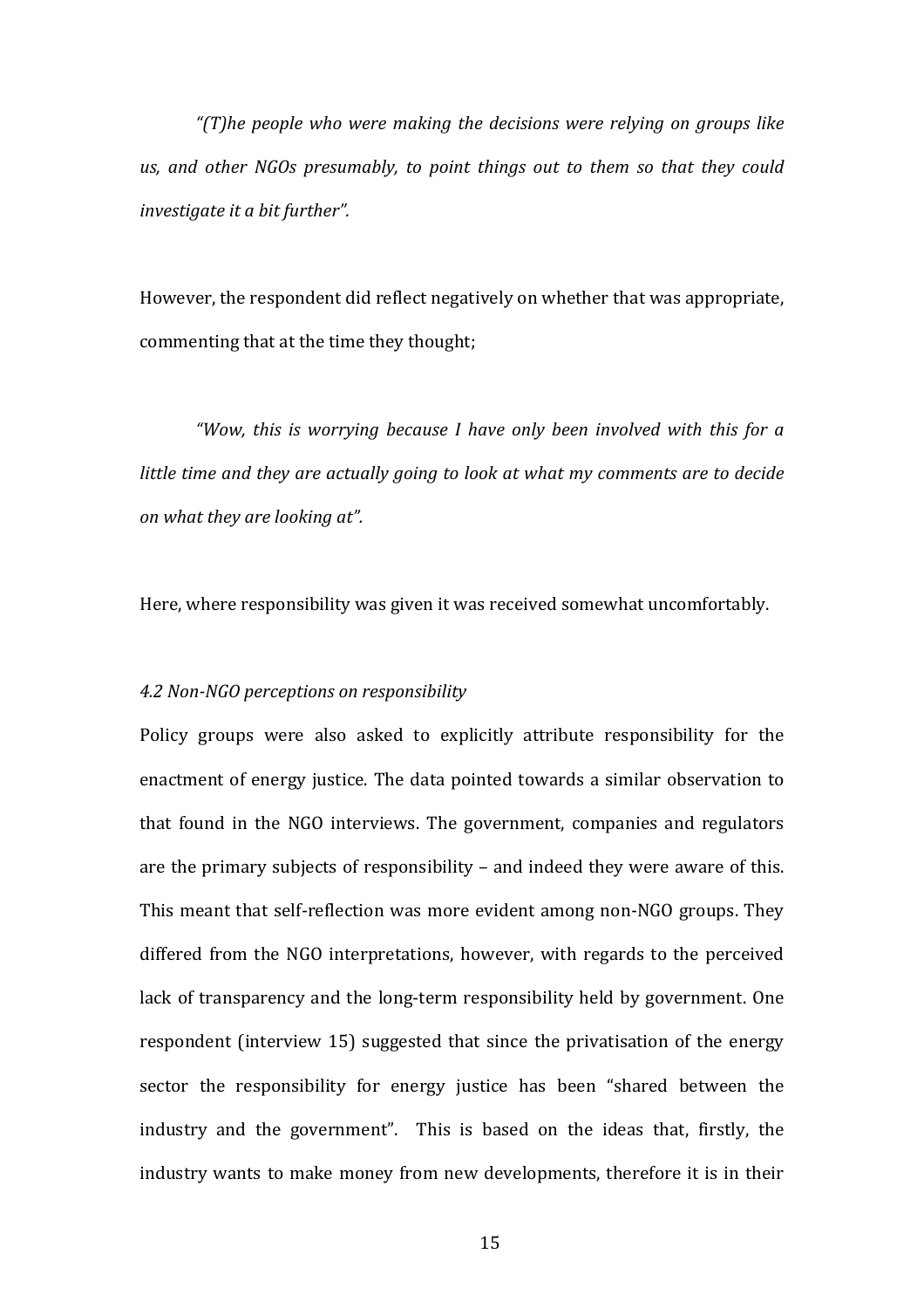*"(T)he people who were making the decisions were relying on groups like us, and other NGOs presumably, to point things out to them so that they could investigate it a bit further".*

However, the respondent did reflect negatively on whether that was appropriate, commenting that at the time they thought;

*"Wow, this is worrying because I have only been involved with this for a little time and they are actually going to look at what my comments are to decide on what they are looking at".*

Here, where responsibility was given it was received somewhat uncomfortably.

*4.2 Non-NGO perceptions on responsibility*

Policy groups were also asked to explicitly attribute responsibility for the enactment of energy justice. The data pointed towards a similar observation to that found in the NGO interviews. The government, companies and regulators are the primary subjects of responsibility – and indeed they were aware of this. This meant that self-reflection was more evident among non-NGO groups. They differed from the NGO interpretations, however, with regards to the perceived lack of transparency and the long-term responsibility held by government. One respondent (interview 15) suggested that since the privatisation of the energy sector the responsibility for energy justice has been "shared between the industry and the government". This is based on the ideas that, firstly, the industry wants to make money from new developments, therefore it is in their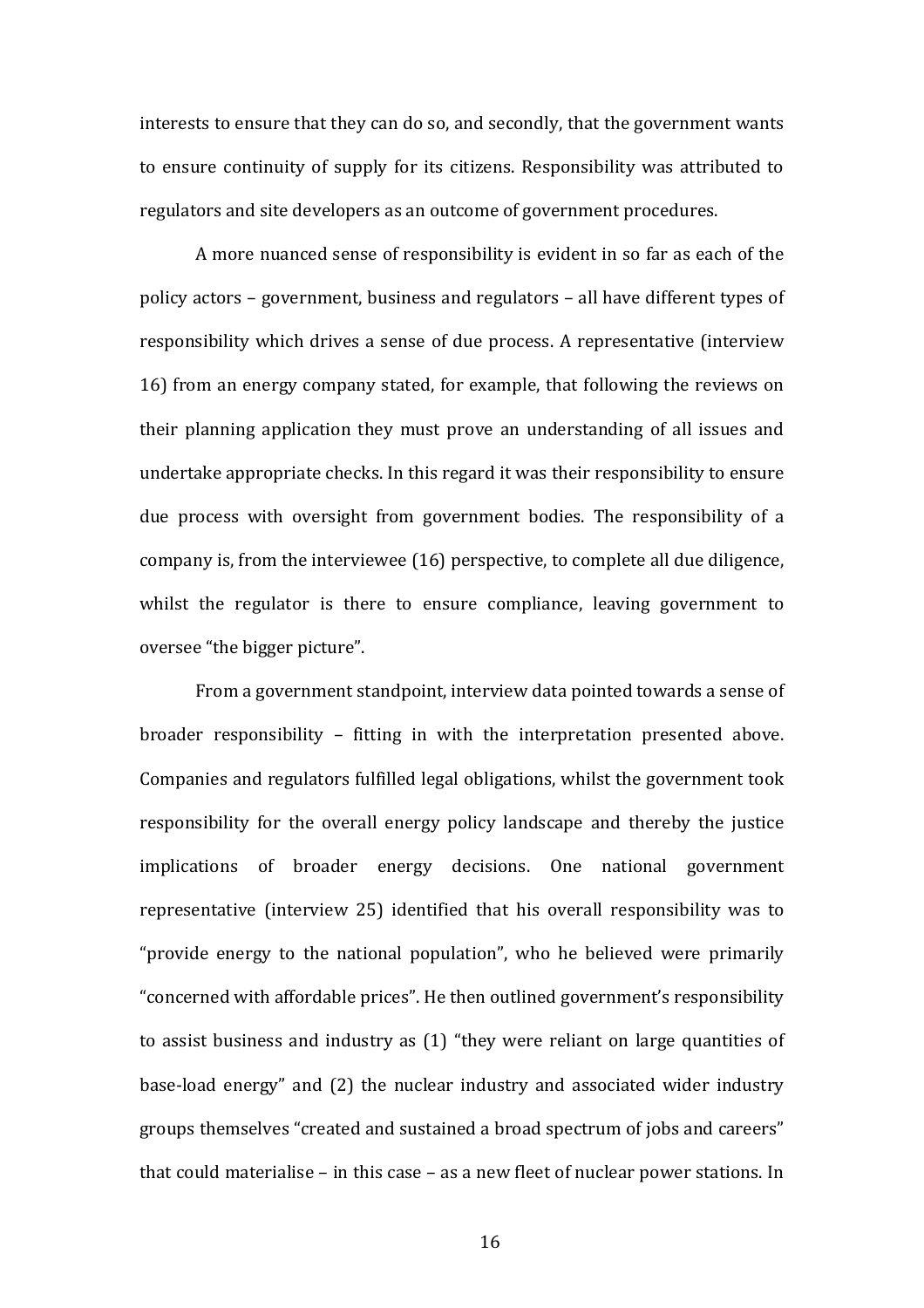interests to ensure that they can do so, and secondly, that the government wants to ensure continuity of supply for its citizens. Responsibility was attributed to regulators and site developers as an outcome of government procedures.

A more nuanced sense of responsibility is evident in so far as each of the policy actors – government, business and regulators – all have different types of responsibility which drives a sense of due process. A representative (interview 16) from an energy company stated, for example, that following the reviews on their planning application they must prove an understanding of all issues and undertake appropriate checks. In this regard it was their responsibility to ensure due process with oversight from government bodies. The responsibility of a company is, from the interviewee (16) perspective, to complete all due diligence, whilst the regulator is there to ensure compliance, leaving government to oversee "the bigger picture".

From a government standpoint, interview data pointed towards a sense of broader responsibility – fitting in with the interpretation presented above. Companies and regulators fulfilled legal obligations, whilst the government took responsibility for the overall energy policy landscape and thereby the justice implications of broader energy decisions. One national government representative (interview 25) identified that his overall responsibility was to "provide energy to the national population", who he believed were primarily "concerned with affordable prices". He then outlined government's responsibility to assist business and industry as (1) "they were reliant on large quantities of base-load energy" and (2) the nuclear industry and associated wider industry groups themselves "created and sustained a broad spectrum of jobs and careers" that could materialise – in this case – as a new fleet of nuclear power stations. In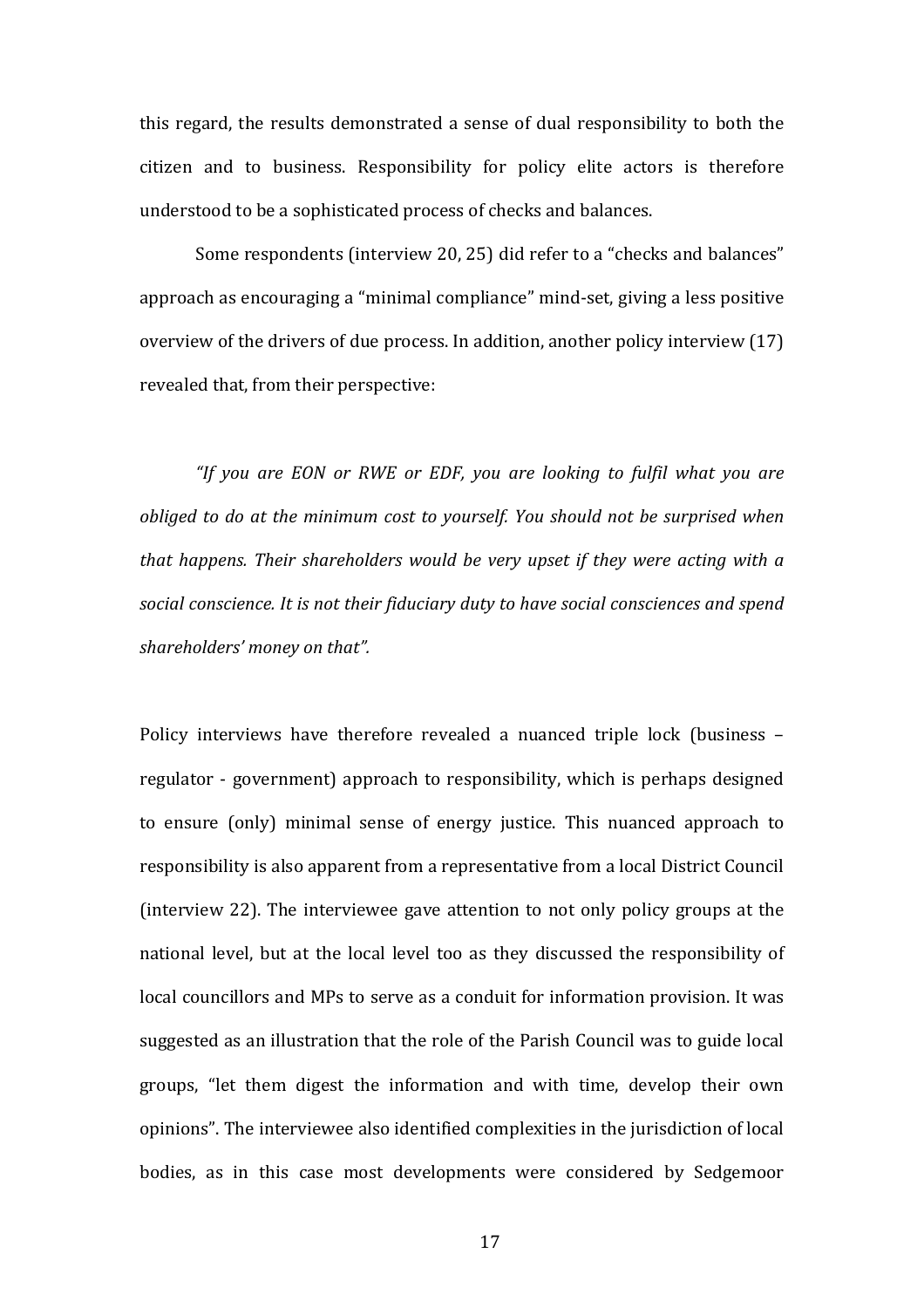this regard, the results demonstrated a sense of dual responsibility to both the citizen and to business. Responsibility for policy elite actors is therefore understood to be a sophisticated process of checks and balances.

Some respondents (interview 20, 25) did refer to a "checks and balances" approach as encouraging a "minimal compliance" mind-set, giving a less positive overview of the drivers of due process. In addition, another policy interview (17) revealed that, from their perspective:

> *"If you are EON or RWE or EDF, you are looking to fulfil what you are obliged to do at the minimum cost to yourself. You should not be surprised when that happens. Their shareholders would be very upset if they were acting with a social conscience. It is not their fiduciary duty to have social consciences and spend shareholders' money on that".*

Policy interviews have therefore revealed a nuanced triple lock (business – regulator - government) approach to responsibility, which is perhaps designed to ensure (only) minimal sense of energy justice. This nuanced approach to responsibility is also apparent from a representative from a local District Council (interview 22). The interviewee gave attention to not only policy groups at the national level, but at the local level too as they discussed the responsibility of local councillors and MPs to serve as a conduit for information provision. It was suggested as an illustration that the role of the Parish Council was to guide local groups, "let them digest the information and with time, develop their own opinions". The interviewee also identified complexities in the jurisdiction of local bodies, as in this case most developments were considered by Sedgemoor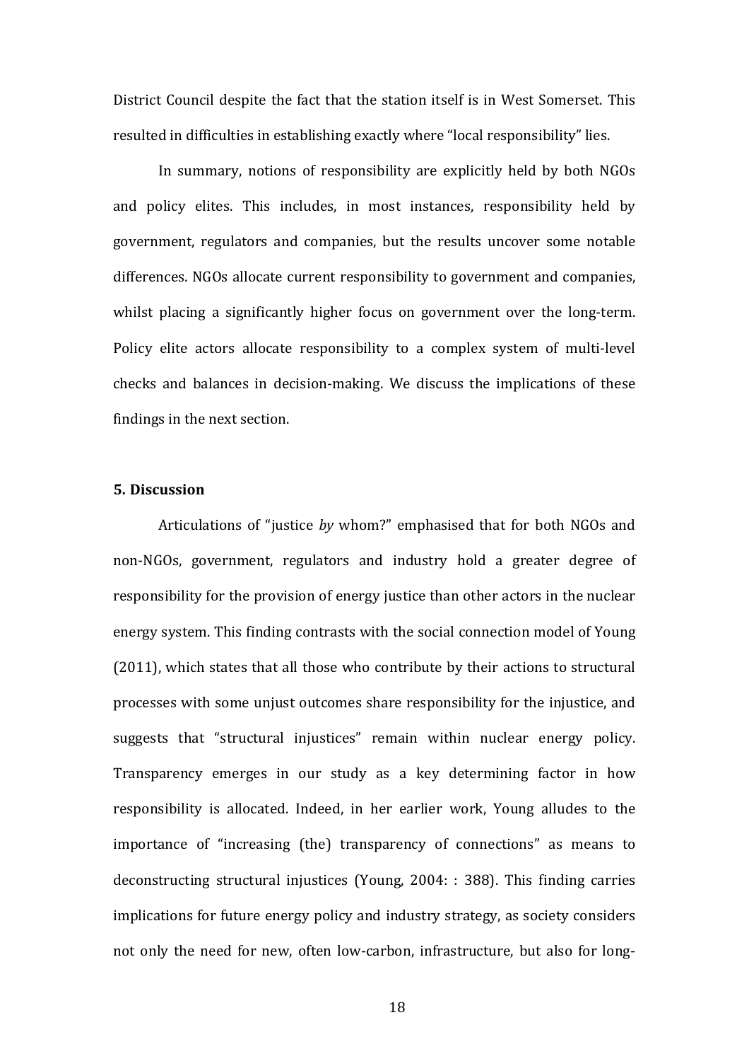District Council despite the fact that the station itself is in West Somerset. This resulted in difficulties in establishing exactly where "local responsibility" lies.

In summary, notions of responsibility are explicitly held by both NGOs and policy elites. This includes, in most instances, responsibility held by government, regulators and companies, but the results uncover some notable differences. NGOs allocate current responsibility to government and companies, whilst placing a significantly higher focus on government over the long-term. Policy elite actors allocate responsibility to a complex system of multi-level checks and balances in decision-making. We discuss the implications of these findings in the next section.

## 5. Discussion

Articulations of "justice *by* whom?" emphasised that for both NGOs and non-NGOs, government, regulators and industry hold a greater degree of responsibility for the provision of energy justice than other actors in the nuclear energy system. This finding contrasts with the social connection model of Young (2011), which states that all those who contribute by their actions to structural processes with some unjust outcomes share responsibility for the injustice, and suggests that "structural injustices" remain within nuclear energy policy. Transparency emerges in our study as a key determining factor in how responsibility is allocated. Indeed, in her earlier work, Young alludes to the importance of "increasing (the) transparency of connections" as means to deconstructing structural injustices (Young, 2004: : 388). This finding carries implications for future energy policy and industry strategy, as society considers not only the need for new, often low-carbon, infrastructure, but also for long-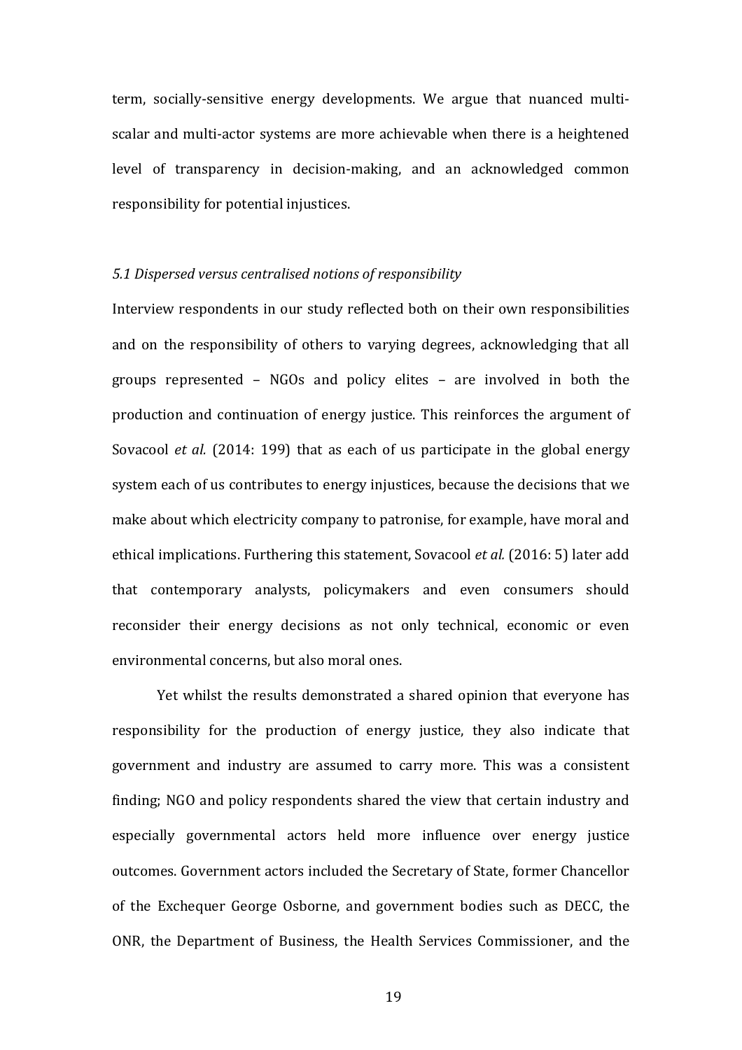term, socially-sensitive energy developments. We argue that nuanced multi-scalar and multi-actor systems are more achievable when there is a heightened level of transparency in decision-making, and an acknowledged common responsibility for potential injustices.

*5.1 Dispersed versus centralised notions of responsibility*

Interview respondents in our study reflected both on their own responsibilities and on the responsibility of others to varying degrees, acknowledging that all groups represented – NGOs and policy elites – are involved in both the production and continuation of energy justice. This reinforces the argument of Sovacool *et al.* (2014: 199) that as each of us participate in the global energy system each of us contributes to energy injustices, because the decisions that we make about which electricity company to patronise, for example, have moral and ethical implications. Furthering this statement, Sovacool *et al.* (2016: 5) later add that contemporary analysts, policymakers and even consumers should reconsider their energy decisions as not only technical, economic or even environmental concerns, but also moral ones.

Yet whilst the results demonstrated a shared opinion that everyone has responsibility for the production of energy justice, they also indicate that government and industry are assumed to carry more. This was a consistent finding; NGO and policy respondents shared the view that certain industry and especially governmental actors held more influence over energy justice outcomes. Government actors included the Secretary of State, former Chancellor of the Exchequer George Osborne, and government bodies such as DECC, the ONR, the Department of Business, the Health Services Commissioner, and the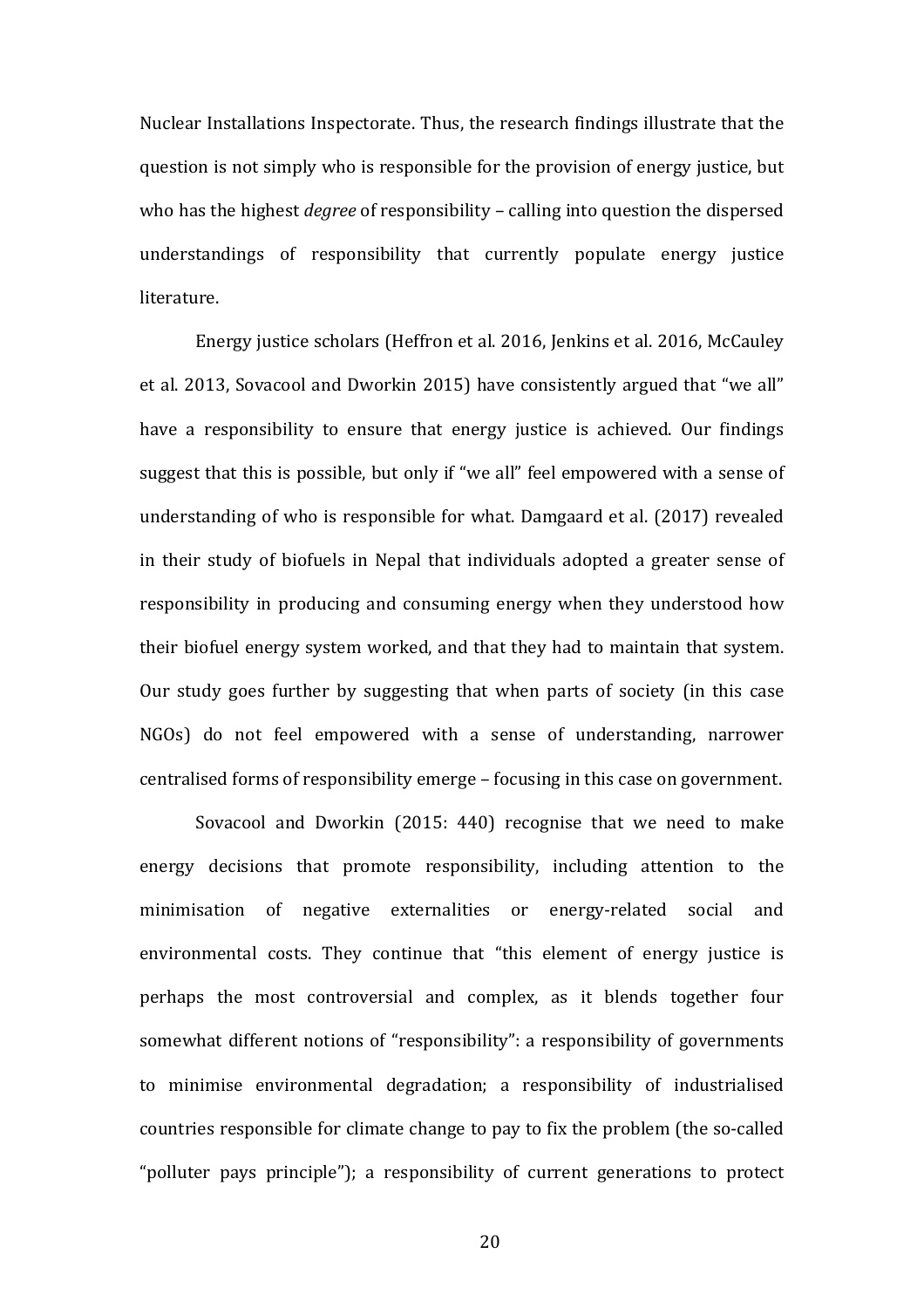Nuclear Installations Inspectorate. Thus, the research findings illustrate that the question is not simply who is responsible for the provision of energy justice, but who has the highest *degree* of responsibility – calling into question the dispersed understandings of responsibility that currently populate energy justice literature.

Energy justice scholars (Heffron et al. 2016, Jenkins et al. 2016, McCauley et al. 2013, Sovacool and Dworkin 2015) have consistently argued that "we all" have a responsibility to ensure that energy justice is achieved. Our findings suggest that this is possible, but only if "we all" feel empowered with a sense of understanding of who is responsible for what. Damgaard et al. (2017) revealed in their study of biofuels in Nepal that individuals adopted a greater sense of responsibility in producing and consuming energy when they understood how their biofuel energy system worked, and that they had to maintain that system. Our study goes further by suggesting that when parts of society (in this case NGOs) do not feel empowered with a sense of understanding, narrower centralised forms of responsibility emerge – focusing in this case on government.

Sovacool and Dworkin (2015: 440) recognise that we need to make energy decisions that promote responsibility, including attention to the minimisation of negative externalities or energy-related social and environmental costs. They continue that "this element of energy justice is perhaps the most controversial and complex, as it blends together four somewhat different notions of "responsibility": a responsibility of governments to minimise environmental degradation; a responsibility of industrialised countries responsible for climate change to pay to fix the problem (the so-called "polluter pays principle"); a responsibility of current generations to protect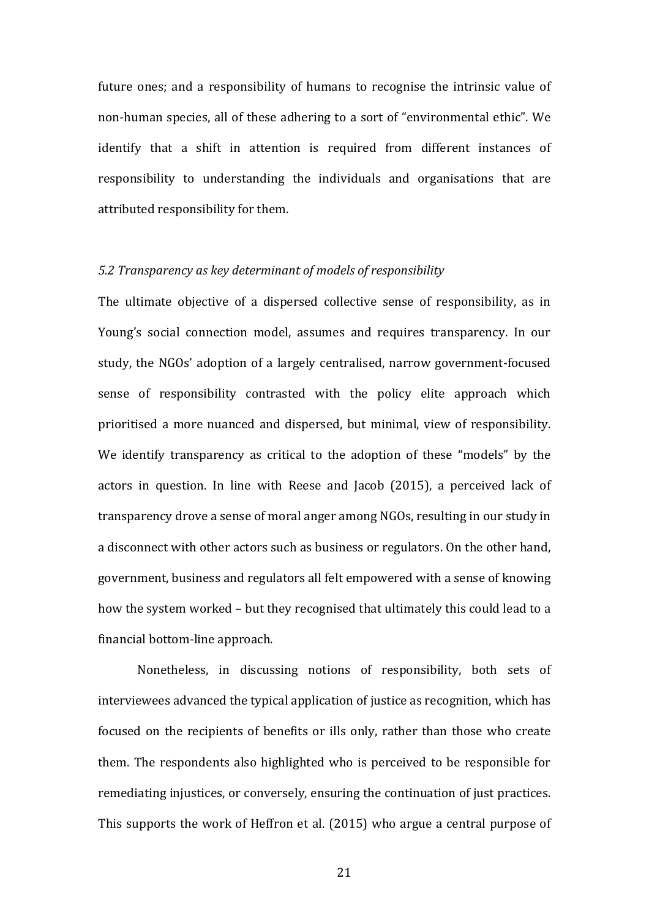future ones; and a responsibility of humans to recognise the intrinsic value of non-human species, all of these adhering to a sort of "environmental ethic". We identify that a shift in attention is required from different instances of responsibility to understanding the individuals and organisations that are attributed responsibility for them.

### *5.2 Transparency as key determinant of models of responsibility*

The ultimate objective of a dispersed collective sense of responsibility, as in Young's social connection model, assumes and requires transparency. In our study, the NGOs' adoption of a largely centralised, narrow government-focused sense of responsibility contrasted with the policy elite approach which prioritised a more nuanced and dispersed, but minimal, view of responsibility. We identify transparency as critical to the adoption of these "models" by the actors in question. In line with Reese and Jacob (2015), a perceived lack of transparency drove a sense of moral anger among NGOs, resulting in our study in a disconnect with other actors such as business or regulators. On the other hand, government, business and regulators all felt empowered with a sense of knowing how the system worked – but they recognised that ultimately this could lead to a financial bottom-line approach.

Nonetheless, in discussing notions of responsibility, both sets of interviewees advanced the typical application of justice as recognition, which has focused on the recipients of benefits or ills only, rather than those who create them. The respondents also highlighted who is perceived to be responsible for remediating injustices, or conversely, ensuring the continuation of just practices. This supports the work of Heffron et al. (2015) who argue a central purpose of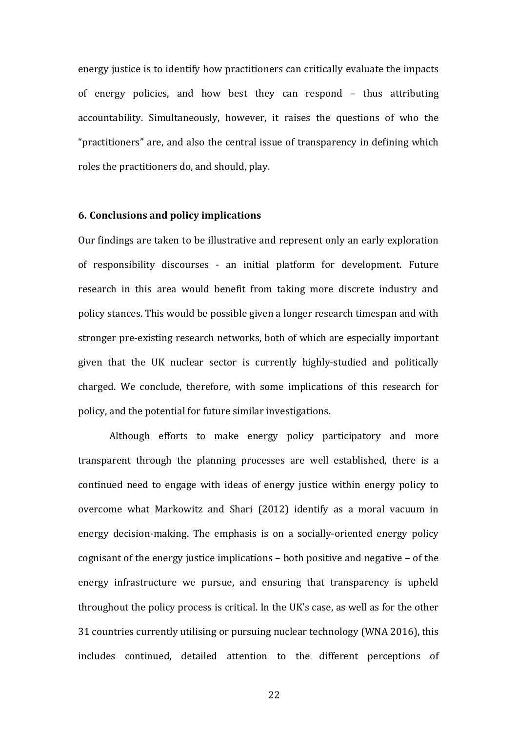energy justice is to identify how practitioners can critically evaluate the impacts of energy policies, and how best they can respond – thus attributing accountability. Simultaneously, however, it raises the questions of who the "practitioners" are, and also the central issue of transparency in defining which roles the practitioners do, and should, play.

## 6. Conclusions and policy implications

Our findings are taken to be illustrative and represent only an early exploration of responsibility discourses - an initial platform for development. Future research in this area would benefit from taking more discrete industry and policy stances. This would be possible given a longer research timespan and with stronger pre-existing research networks, both of which are especially important given that the UK nuclear sector is currently highly-studied and politically charged. We conclude, therefore, with some implications of this research for policy, and the potential for future similar investigations.

Although efforts to make energy policy participatory and more transparent through the planning processes are well established, there is a continued need to engage with ideas of energy justice within energy policy to overcome what Markowitz and Shari (2012) identify as a moral vacuum in energy decision-making. The emphasis is on a socially-oriented energy policy cognisant of the energy justice implications – both positive and negative – of the energy infrastructure we pursue, and ensuring that transparency is upheld throughout the policy process is critical. In the UK's case, as well as for the other 31 countries currently utilising or pursuing nuclear technology (WNA 2016), this includes continued, detailed attention to the different perceptions of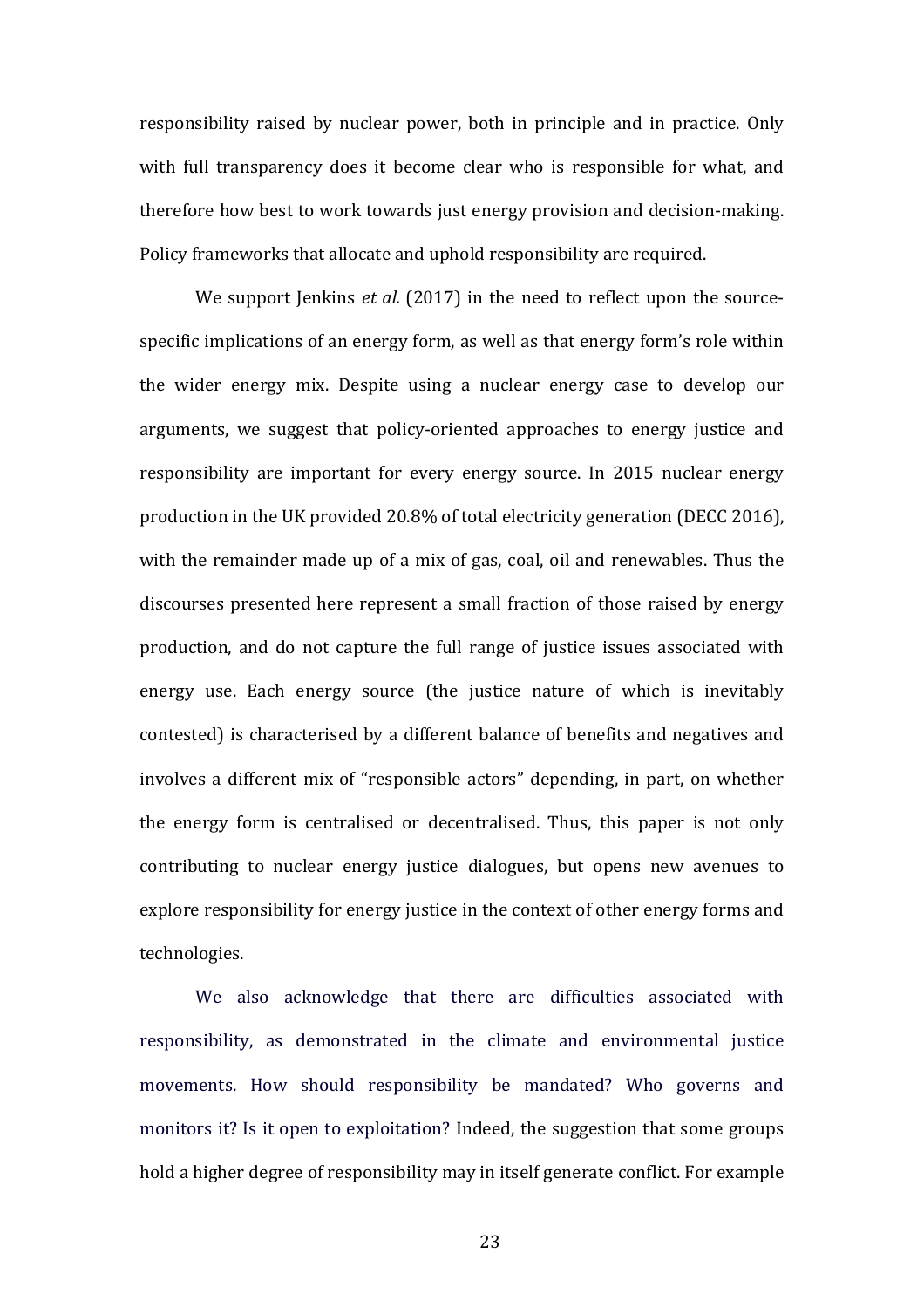responsibility raised by nuclear power, both in principle and in practice. Only with full transparency does it become clear who is responsible for what, and therefore how best to work towards just energy provision and decision-making. Policy frameworks that allocate and uphold responsibility are required.

We support Jenkins *et al.* (2017) in the need to reflect upon the source-specific implications of an energy form, as well as that energy form's role within the wider energy mix. Despite using a nuclear energy case to develop our arguments, we suggest that policy-oriented approaches to energy justice and responsibility are important for every energy source. In 2015 nuclear energy production in the UK provided 20.8% of total electricity generation (DECC 2016), with the remainder made up of a mix of gas, coal, oil and renewables. Thus the discourses presented here represent a small fraction of those raised by energy production, and do not capture the full range of justice issues associated with energy use. Each energy source (the justice nature of which is inevitably contested) is characterised by a different balance of benefits and negatives and involves a different mix of "responsible actors" depending, in part, on whether the energy form is centralised or decentralised. Thus, this paper is not only contributing to nuclear energy justice dialogues, but opens new avenues to explore responsibility for energy justice in the context of other energy forms and technologies.

We also acknowledge that there are difficulties associated with responsibility, as demonstrated in the climate and environmental justice movements. How should responsibility be mandated? Who governs and monitors it? Is it open to exploitation? Indeed, the suggestion that some groups hold a higher degree of responsibility may in itself generate conflict. For example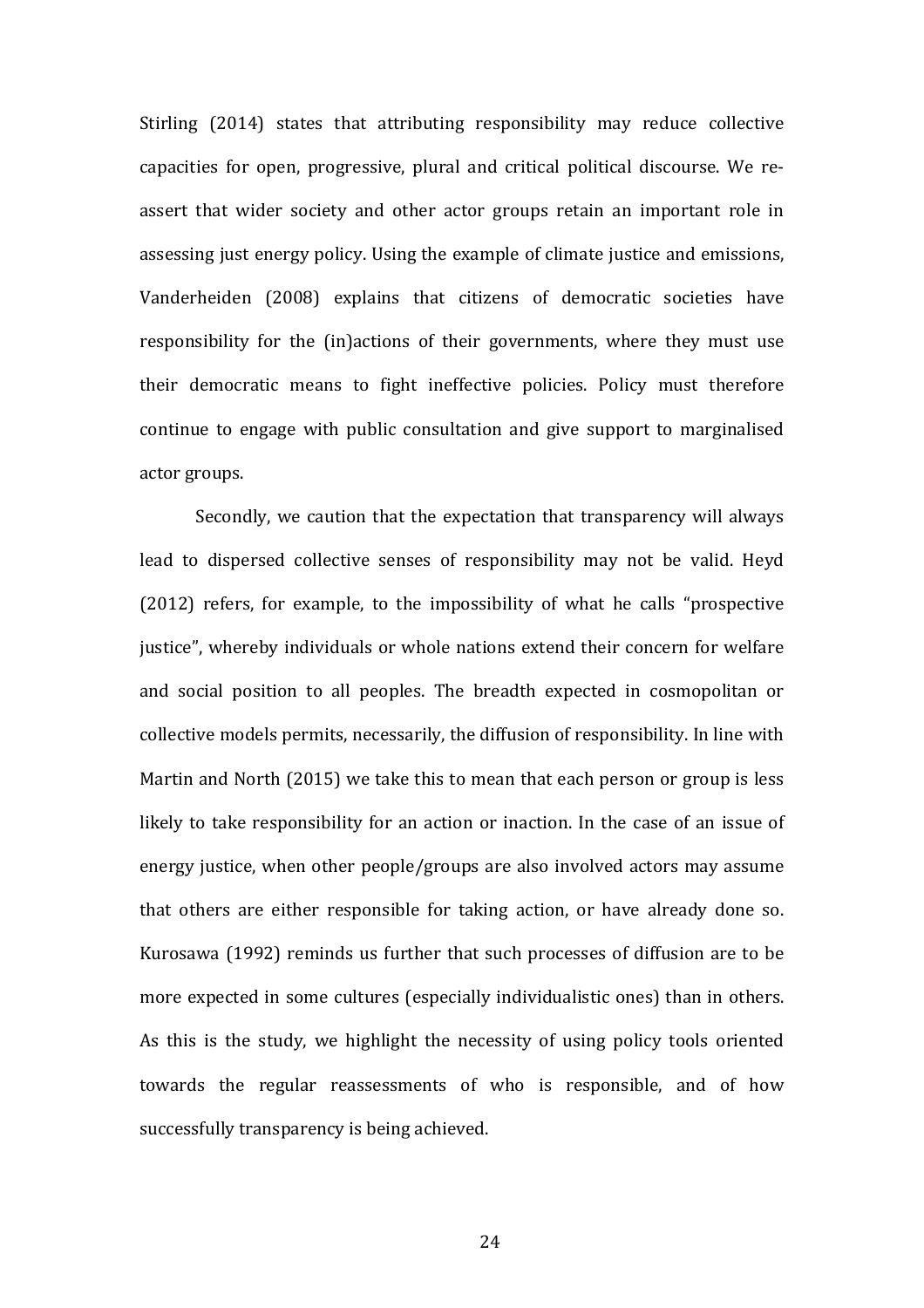Stirling (2014) states that attributing responsibility may reduce collective capacities for open, progressive, plural and critical political discourse. We re-assert that wider society and other actor groups retain an important role in assessing just energy policy. Using the example of climate justice and emissions, Vanderheiden (2008) explains that citizens of democratic societies have responsibility for the (in)actions of their governments, where they must use their democratic means to fight ineffective policies. Policy must therefore continue to engage with public consultation and give support to marginalised actor groups.

Secondly, we caution that the expectation that transparency will always lead to dispersed collective senses of responsibility may not be valid. Heyd (2012) refers, for example, to the impossibility of what he calls "prospective justice", whereby individuals or whole nations extend their concern for welfare and social position to all peoples. The breadth expected in cosmopolitan or collective models permits, necessarily, the diffusion of responsibility. In line with Martin and North (2015) we take this to mean that each person or group is less likely to take responsibility for an action or inaction. In the case of an issue of energy justice, when other people/groups are also involved actors may assume that others are either responsible for taking action, or have already done so. Kurosawa (1992) reminds us further that such processes of diffusion are to be more expected in some cultures (especially individualistic ones) than in others. As this is the study, we highlight the necessity of using policy tools oriented towards the regular reassessments of who is responsible, and of how successfully transparency is being achieved.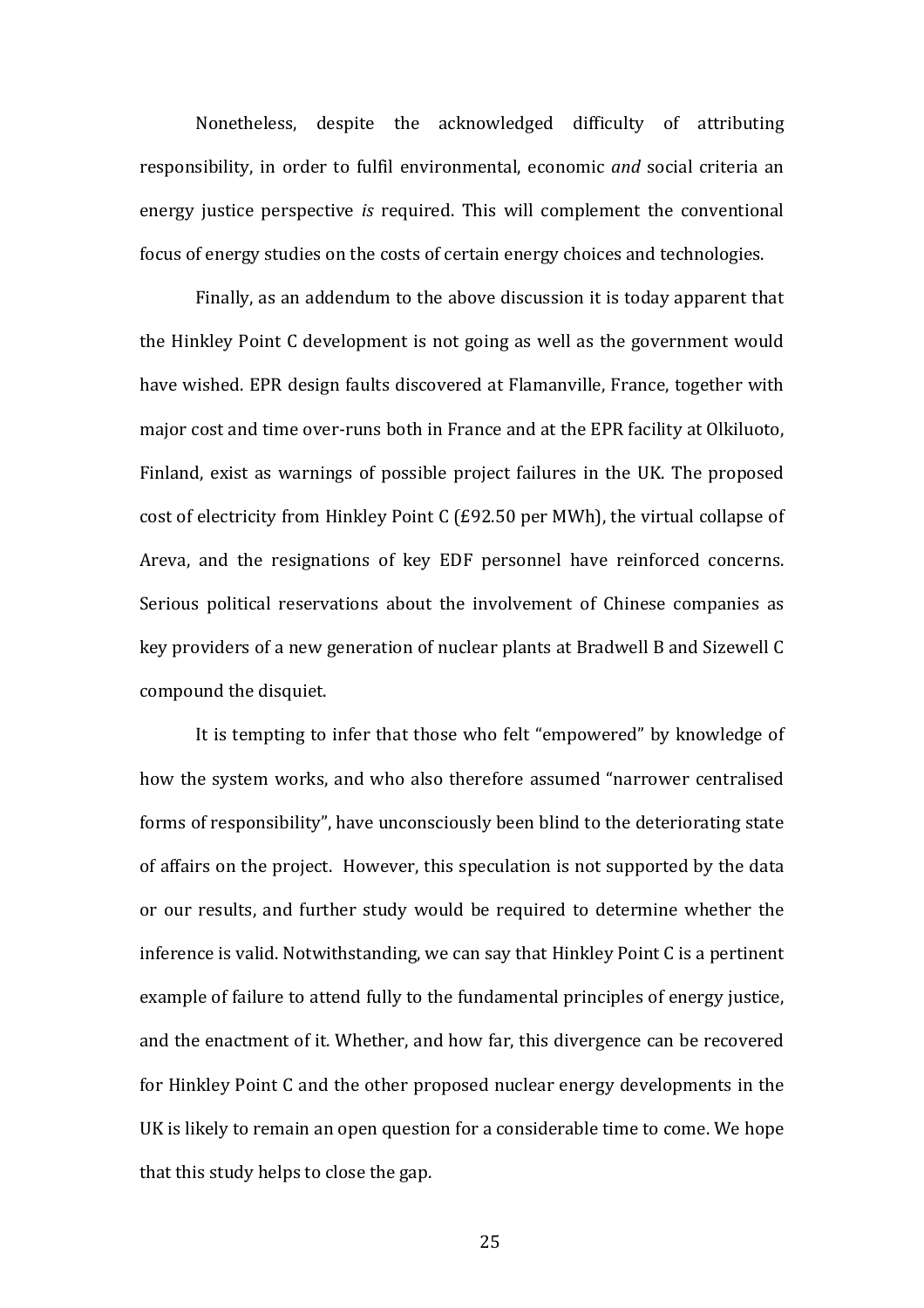Nonetheless, despite the acknowledged difficulty of attributing responsibility, in order to fulfil environmental, economic *and* social criteria an energy justice perspective *is* required. This will complement the conventional focus of energy studies on the costs of certain energy choices and technologies.

Finally, as an addendum to the above discussion it is today apparent that the Hinkley Point C development is not going as well as the government would have wished. EPR design faults discovered at Flamanville, France, together with major cost and time over-runs both in France and at the EPR facility at Olkiluoto, Finland, exist as warnings of possible project failures in the UK. The proposed cost of electricity from Hinkley Point C (£92.50 per MWh), the virtual collapse of Areva, and the resignations of key EDF personnel have reinforced concerns. Serious political reservations about the involvement of Chinese companies as key providers of a new generation of nuclear plants at Bradwell B and Sizewell C compound the disquiet.

It is tempting to infer that those who felt "empowered" by knowledge of how the system works, and who also therefore assumed "narrower centralised forms of responsibility", have unconsciously been blind to the deteriorating state of affairs on the project. However, this speculation is not supported by the data or our results, and further study would be required to determine whether the inference is valid. Notwithstanding, we can say that Hinkley Point C is a pertinent example of failure to attend fully to the fundamental principles of energy justice, and the enactment of it. Whether, and how far, this divergence can be recovered for Hinkley Point C and the other proposed nuclear energy developments in the UK is likely to remain an open question for a considerable time to come. We hope that this study helps to close the gap.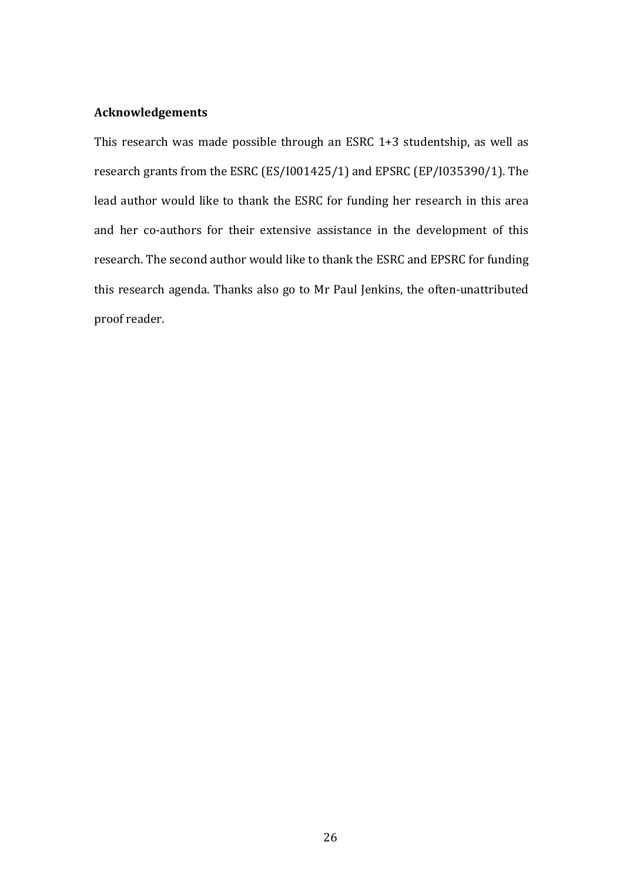**Acknowledgements**

This research was made possible through an ESRC 1+3 studentship, as well as research grants from the ESRC (ES/I001425/1) and EPSRC (EP/I035390/1). The lead author would like to thank the ESRC for funding her research in this area and her co-authors for their extensive assistance in the development of this research. The second author would like to thank the ESRC and EPSRC for funding this research agenda. Thanks also go to Mr Paul Jenkins, the often-unattributed proof reader.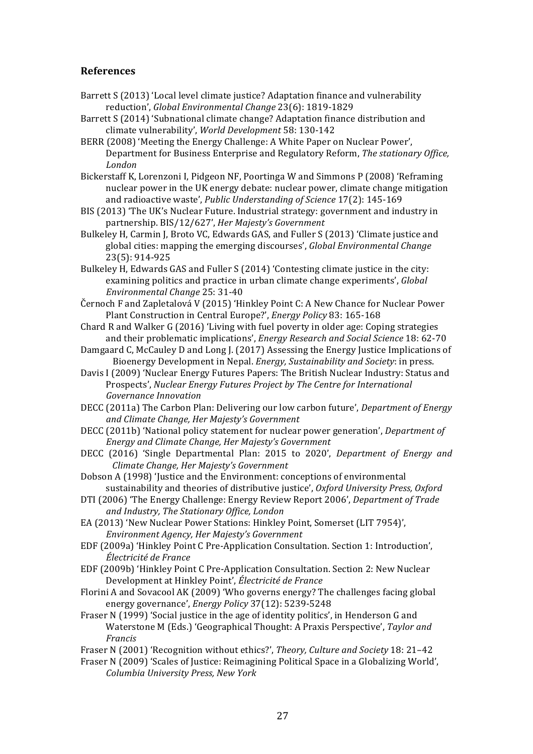## References

Barrett S (2013) 'Local level climate justice? Adaptation finance and vulnerability reduction', *Global Environmental Change* 23(6): 1819-1829

Barrett S (2014) 'Subnational climate change? Adaptation finance distribution and climate vulnerability', *World Development* 58: 130-142

BERR (2008) 'Meeting the Energy Challenge: A White Paper on Nuclear Power', Department for Business Enterprise and Regulatory Reform, *The stationary Office, London*

Bickerstaff K, Lorenzoni I, Pidgeon NF, Poortinga W and Simmons P (2008) 'Reframing nuclear power in the UK energy debate: nuclear power, climate change mitigation and radioactive waste', *Public Understanding of Science* 17(2): 145-169

BIS (2013) 'The UK's Nuclear Future. Industrial strategy: government and industry in partnership. BIS/12/627', *Her Majesty's Government*

Bulkeley H, Carmin J, Broto VC, Edwards GAS, and Fuller S (2013) 'Climate justice and global cities: mapping the emerging discourses', *Global Environmental Change* 23(5): 914-925

Bulkeley H, Edwards GAS and Fuller S (2014) 'Contesting climate justice in the city: examining politics and practice in urban climate change experiments', *Global Environmental Change* 25: 31-40

Černoch F and Zapletalová V (2015) 'Hinkley Point C: A New Chance for Nuclear Power Plant Construction in Central Europe?', *Energy Policy* 83: 165-168

Chard R and Walker G (2016) 'Living with fuel poverty in older age: Coping strategies and their problematic implications', *Energy Research and Social Science* 18: 62-70

Damgaard C, McCauley D and Long J. (2017) Assessing the Energy Justice Implications of Bioenergy Development in Nepal. *Energy, Sustainability and Society*: in press.

Davis I (2009) 'Nuclear Energy Futures Papers: The British Nuclear Industry: Status and Prospects', *Nuclear Energy Futures Project by The Centre for International Governance Innovation*

DECC (2011a) The Carbon Plan: Delivering our low carbon future', *Department of Energy and Climate Change, Her Majesty's Government*

DECC (2011b) 'National policy statement for nuclear power generation', *Department of Energy and Climate Change, Her Majesty's Government*

DECC (2016) 'Single Departmental Plan: 2015 to 2020', *Department of Energy and Climate Change, Her Majesty's Government*

Dobson A (1998) 'Justice and the Environment: conceptions of environmental sustainability and theories of distributive justice', *Oxford University Press, Oxford*

DTI (2006) 'The Energy Challenge: Energy Review Report 2006', *Department of Trade and Industry, The Stationary Office, London*

EA (2013) 'New Nuclear Power Stations: Hinkley Point, Somerset (LIT 7954)', *Environment Agency, Her Majesty's Government*

EDF (2009a) 'Hinkley Point C Pre-Application Consultation. Section 1: Introduction', *Électricité de France*

EDF (2009b) 'Hinkley Point C Pre-Application Consultation. Section 2: New Nuclear Development at Hinkley Point', *Électricité de France*

Florini A and Sovacool AK (2009) 'Who governs energy? The challenges facing global energy governance', *Energy Policy* 37(12): 5239-5248

Fraser N (1999) 'Social justice in the age of identity politics', in Henderson G and Waterstone M (Eds.) 'Geographical Thought: A Praxis Perspective', *Taylor and Francis*

Fraser N (2001) 'Recognition without ethics?', *Theory, Culture and Society* 18: 21–42

Fraser N (2009) 'Scales of Justice: Reimagining Political Space in a Globalizing World', *Columbia University Press, New York*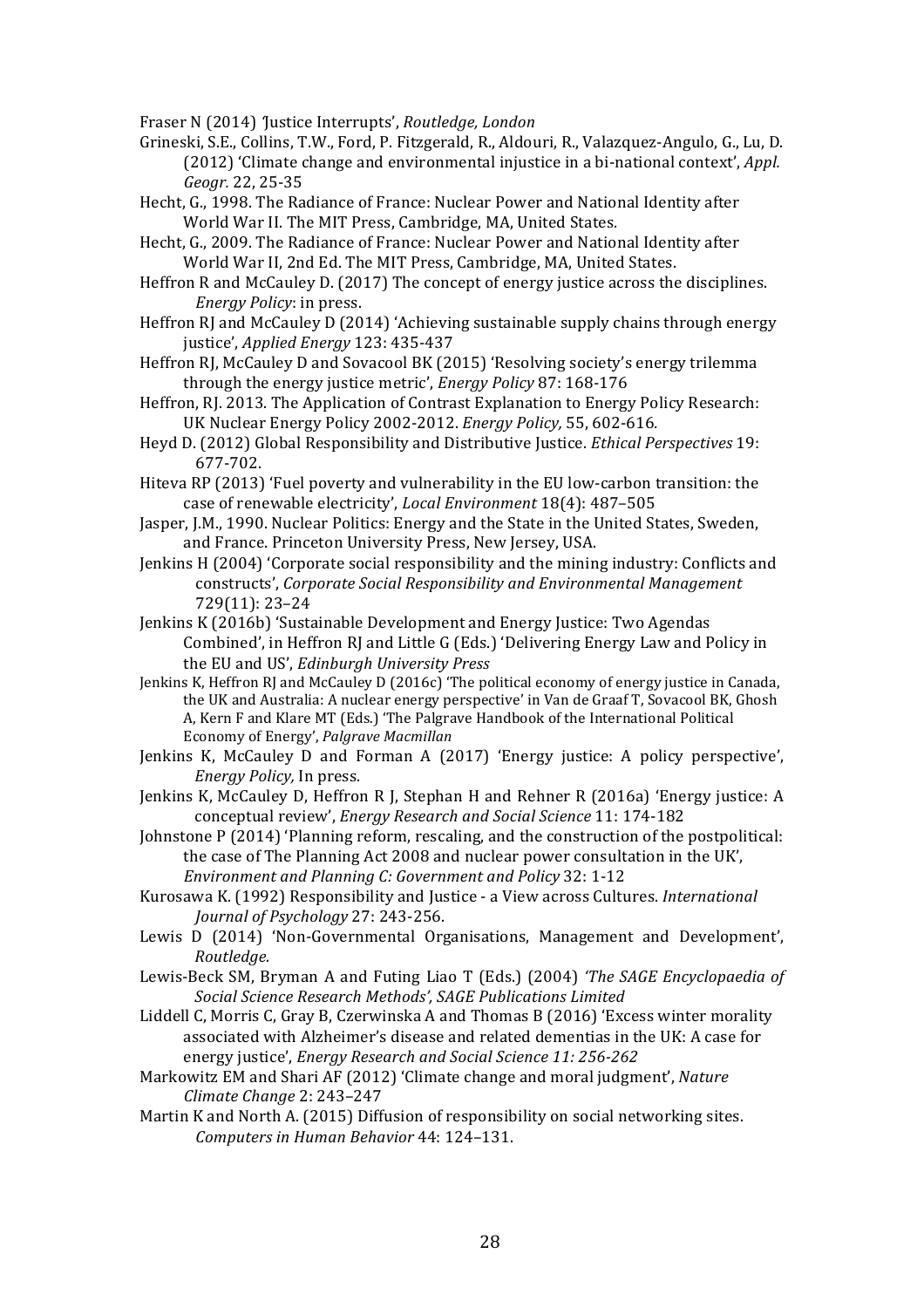Fraser N (2014) 'Justice Interrupts', *Routledge, London*

Grineski, S.E., Collins, T.W., Ford, P. Fitzgerald, R., Aldouri, R., Valazquez-Angulo, G., Lu, D. (2012) 'Climate change and environmental injustice in a bi-national context', *Appl. Geogr.* 22, 25-35

Hecht, G., 1998. The Radiance of France: Nuclear Power and National Identity after World War II. The MIT Press, Cambridge, MA, United States.

Hecht, G., 2009. The Radiance of France: Nuclear Power and National Identity after World War II, 2nd Ed. The MIT Press, Cambridge, MA, United States.

Heffron R and McCauley D. (2017) The concept of energy justice across the disciplines. *Energy Policy*: in press.

Heffron RJ and McCauley D (2014) 'Achieving sustainable supply chains through energy justice', *Applied Energy* 123: 435-437

Heffron RJ, McCauley D and Sovacool BK (2015) 'Resolving society's energy trilemma through the energy justice metric', *Energy Policy* 87: 168-176

Heffron, RJ. 2013. The Application of Contrast Explanation to Energy Policy Research: UK Nuclear Energy Policy 2002-2012. *Energy Policy,* 55, 602-616.

Heyd D. (2012) Global Responsibility and Distributive Justice. *Ethical Perspectives* 19: 677-702.

Hiteva RP (2013) 'Fuel poverty and vulnerability in the EU low-carbon transition: the case of renewable electricity', *Local Environment* 18(4): 487–505

Jasper, J.M., 1990. Nuclear Politics: Energy and the State in the United States, Sweden, and France. Princeton University Press, New Jersey, USA.

Jenkins H (2004) 'Corporate social responsibility and the mining industry: Conflicts and constructs', *Corporate Social Responsibility and Environmental Management* 729(11): 23–24

Jenkins K (2016b) 'Sustainable Development and Energy Justice: Two Agendas Combined', in Heffron RJ and Little G (Eds.) 'Delivering Energy Law and Policy in the EU and US', *Edinburgh University Press*

Jenkins K, Heffron RJ and McCauley D (2016c) 'The political economy of energy justice in Canada, the UK and Australia: A nuclear energy perspective' in Van de Graaf T, Sovacool BK, Ghosh A, Kern F and Klare MT (Eds.) 'The Palgrave Handbook of the International Political Economy of Energy', *Palgrave Macmillan*

Jenkins K, McCauley D and Forman A (2017) 'Energy justice: A policy perspective', *Energy Policy,* In press.

Jenkins K, McCauley D, Heffron R J, Stephan H and Rehner R (2016a) 'Energy justice: A conceptual review', *Energy Research and Social Science* 11: 174-182

Johnstone P (2014) 'Planning reform, rescaling, and the construction of the postpolitical: the case of The Planning Act 2008 and nuclear power consultation in the UK', *Environment and Planning C: Government and Policy* 32: 1-12

Kurosawa K. (1992) Responsibility and Justice - a View across Cultures. *International Journal of Psychology* 27: 243-256.

Lewis D (2014) 'Non-Governmental Organisations, Management and Development', *Routledge.*

Lewis-Beck SM, Bryman A and Futing Liao T (Eds.) (2004) *'The SAGE Encyclopaedia of Social Science Research Methods', SAGE Publications Limited*

Liddell C, Morris C, Gray B, Czerwinska A and Thomas B (2016) 'Excess winter morality associated with Alzheimer's disease and related dementias in the UK: A case for energy justice', *Energy Research and Social Science 11: 256-262*

Markowitz EM and Shari AF (2012) 'Climate change and moral judgment', *Nature Climate Change* 2: 243–247

Martin K and North A. (2015) Diffusion of responsibility on social networking sites. *Computers in Human Behavior* 44: 124–131.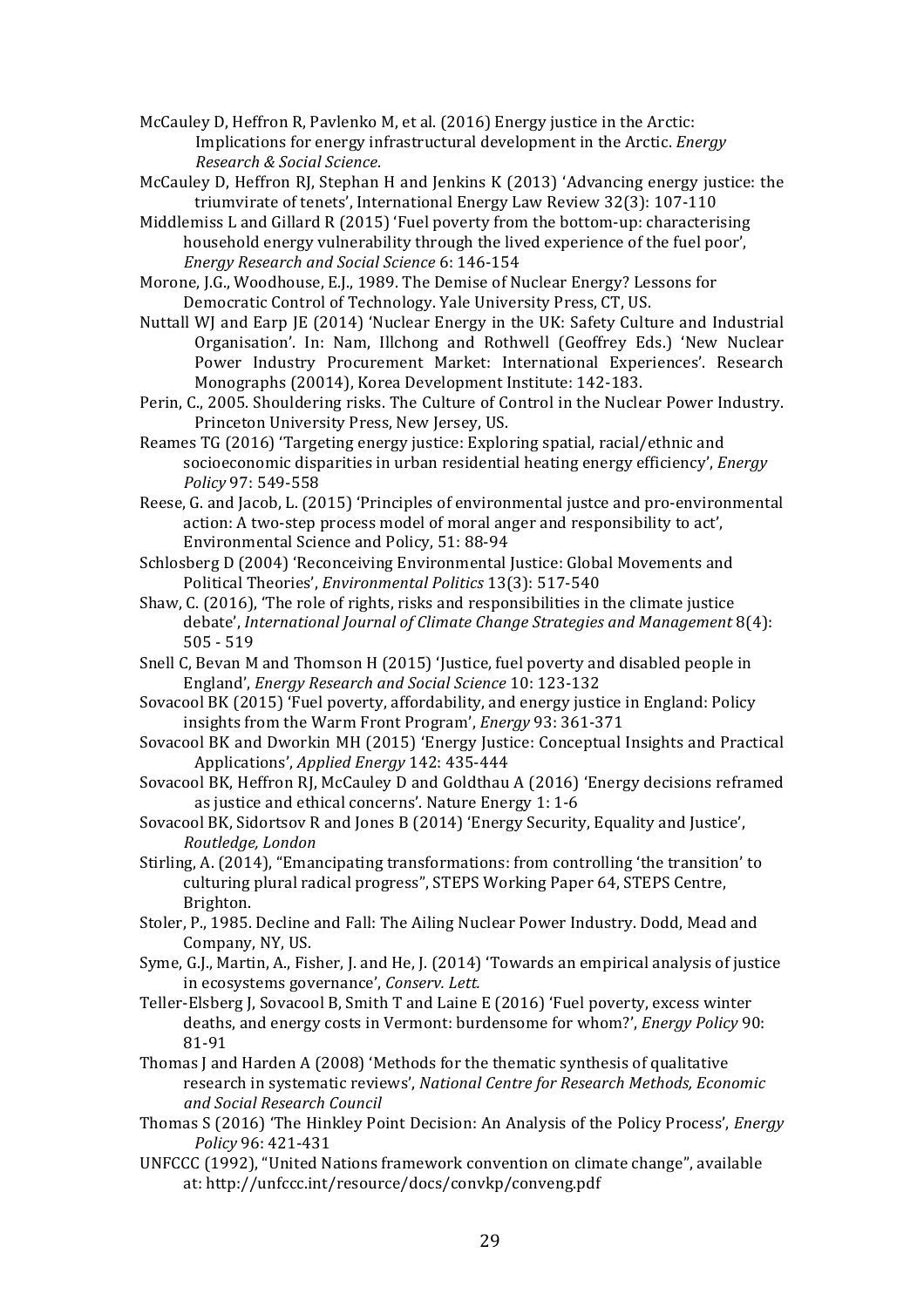McCauley D, Heffron R, Pavlenko M, et al. (2016) Energy justice in the Arctic: Implications for energy infrastructural development in the Arctic. *Energy Research & Social Science*.

McCauley D, Heffron RJ, Stephan H and Jenkins K (2013) 'Advancing energy justice: the triumvirate of tenets', International Energy Law Review 32(3): 107-110

Middlemiss L and Gillard R (2015) 'Fuel poverty from the bottom-up: characterising household energy vulnerability through the lived experience of the fuel poor', *Energy Research and Social Science* 6: 146-154

Morone, J.G., Woodhouse, E.J., 1989. The Demise of Nuclear Energy? Lessons for Democratic Control of Technology. Yale University Press, CT, US.

Nuttall WJ and Earp JE (2014) 'Nuclear Energy in the UK: Safety Culture and Industrial Organisation'. In: Nam, Illchong and Rothwell (Geoffrey Eds.) 'New Nuclear Power Industry Procurement Market: International Experiences'. Research Monographs (20014), Korea Development Institute: 142-183.

Perin, C., 2005. Shouldering risks. The Culture of Control in the Nuclear Power Industry. Princeton University Press, New Jersey, US.

Reames TG (2016) 'Targeting energy justice: Exploring spatial, racial/ethnic and socioeconomic disparities in urban residential heating energy efficiency', *Energy Policy* 97: 549-558

Reese, G. and Jacob, L. (2015) 'Principles of environmental justce and pro-environmental action: A two-step process model of moral anger and responsibility to act', Environmental Science and Policy, 51: 88-94

Schlosberg D (2004) 'Reconceiving Environmental Justice: Global Movements and Political Theories', *Environmental Politics* 13(3): 517-540

Shaw, C. (2016), 'The role of rights, risks and responsibilities in the climate justice debate', *International Journal of Climate Change Strategies and Management* 8(4): 505 - 519

Snell C, Bevan M and Thomson H (2015) 'Justice, fuel poverty and disabled people in England', *Energy Research and Social Science* 10: 123-132

Sovacool BK (2015) 'Fuel poverty, affordability, and energy justice in England: Policy insights from the Warm Front Program', *Energy* 93: 361-371

Sovacool BK and Dworkin MH (2015) 'Energy Justice: Conceptual Insights and Practical Applications', *Applied Energy* 142: 435-444

Sovacool BK, Heffron RJ, McCauley D and Goldthau A (2016) 'Energy decisions reframed as justice and ethical concerns'. Nature Energy 1: 1-6

Sovacool BK, Sidortsov R and Jones B (2014) 'Energy Security, Equality and Justice', *Routledge, London*

Stirling, A. (2014), "Emancipating transformations: from controlling 'the transition' to culturing plural radical progress", STEPS Working Paper 64, STEPS Centre, Brighton.

Stoler, P., 1985. Decline and Fall: The Ailing Nuclear Power Industry. Dodd, Mead and Company, NY, US.

Syme, G.J., Martin, A., Fisher, J. and He, J. (2014) 'Towards an empirical analysis of justice in ecosystems governance', *Conserv. Lett.*

Teller-Elsberg J, Sovacool B, Smith T and Laine E (2016) 'Fuel poverty, excess winter deaths, and energy costs in Vermont: burdensome for whom?', *Energy Policy* 90: 81-91

Thomas J and Harden A (2008) 'Methods for the thematic synthesis of qualitative research in systematic reviews', *National Centre for Research Methods, Economic and Social Research Council*

Thomas S (2016) 'The Hinkley Point Decision: An Analysis of the Policy Process', *Energy Policy* 96: 421-431

UNFCCC (1992), "United Nations framework convention on climate change", available at: http://unfccc.int/resource/docs/convkp/conveng.pdf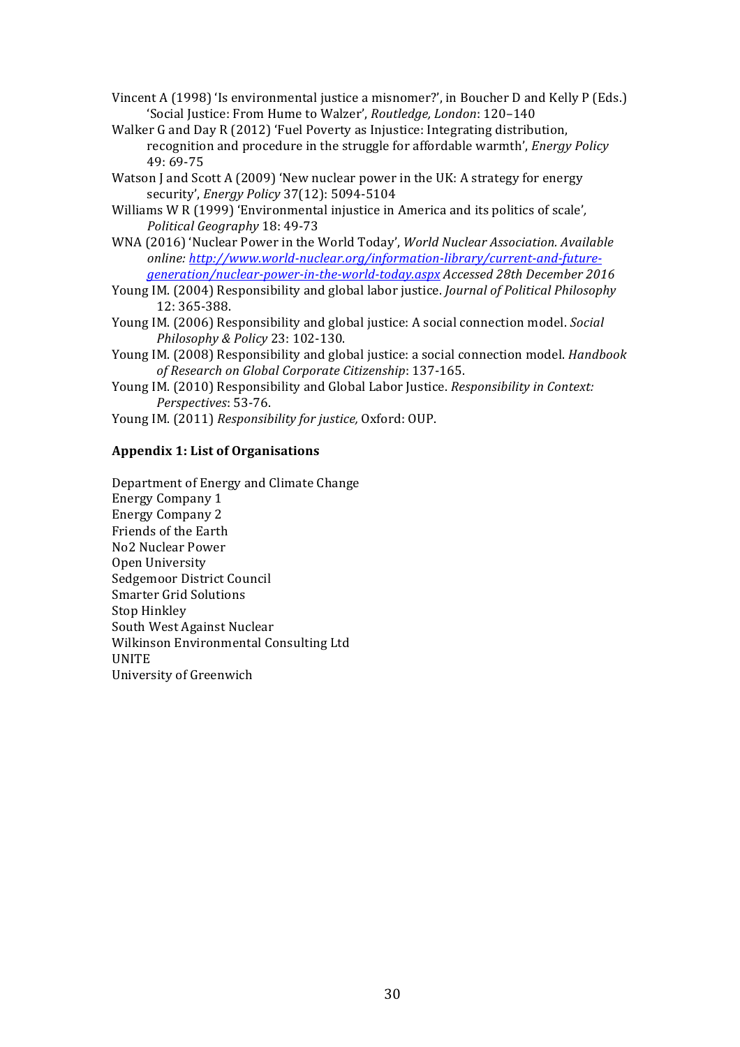Vincent A (1998) 'Is environmental justice a misnomer?', in Boucher D and Kelly P (Eds.) 'Social Justice: From Hume to Walzer', *Routledge, London*: 120–140

Walker G and Day R (2012) 'Fuel Poverty as Injustice: Integrating distribution, recognition and procedure in the struggle for affordable warmth', *Energy Policy* 49: 69-75

Watson J and Scott A (2009) 'New nuclear power in the UK: A strategy for energy security', *Energy Policy* 37(12): 5094-5104

Williams W R (1999) 'Environmental injustice in America and its politics of scale', *Political Geography* 18: 49-73

WNA (2016) 'Nuclear Power in the World Today', *World Nuclear Association. Available online: [http://www.world-nuclear.org/information-library/current-and-future-generation/nuclear-power-in-the-world-today.aspx](http://www.world-nuclear.org/information-library/current-and-future-generation/nuclear-power-in-the-world-today.aspx) Accessed 28th December 2016*

Young IM. (2004) Responsibility and global labor justice. *Journal of Political Philosophy* 12: 365-388.

Young IM. (2006) Responsibility and global justice: A social connection model. *Social Philosophy & Policy* 23: 102-130.

Young IM. (2008) Responsibility and global justice: a social connection model. *Handbook of Research on Global Corporate Citizenship*: 137-165.

Young IM. (2010) Responsibility and Global Labor Justice. *Responsibility in Context: Perspectives*: 53-76.

Young IM. (2011) *Responsibility for justice,* Oxford: OUP.

**Appendix 1: List of Organisations**

Department of Energy and Climate Change
Energy Company 1
Energy Company 2
Friends of the Earth
No2 Nuclear Power
Open University
Sedgemoor District Council
Smarter Grid Solutions
Stop Hinkley
South West Against Nuclear
Wilkinson Environmental Consulting Ltd
UNITE
University of Greenwich